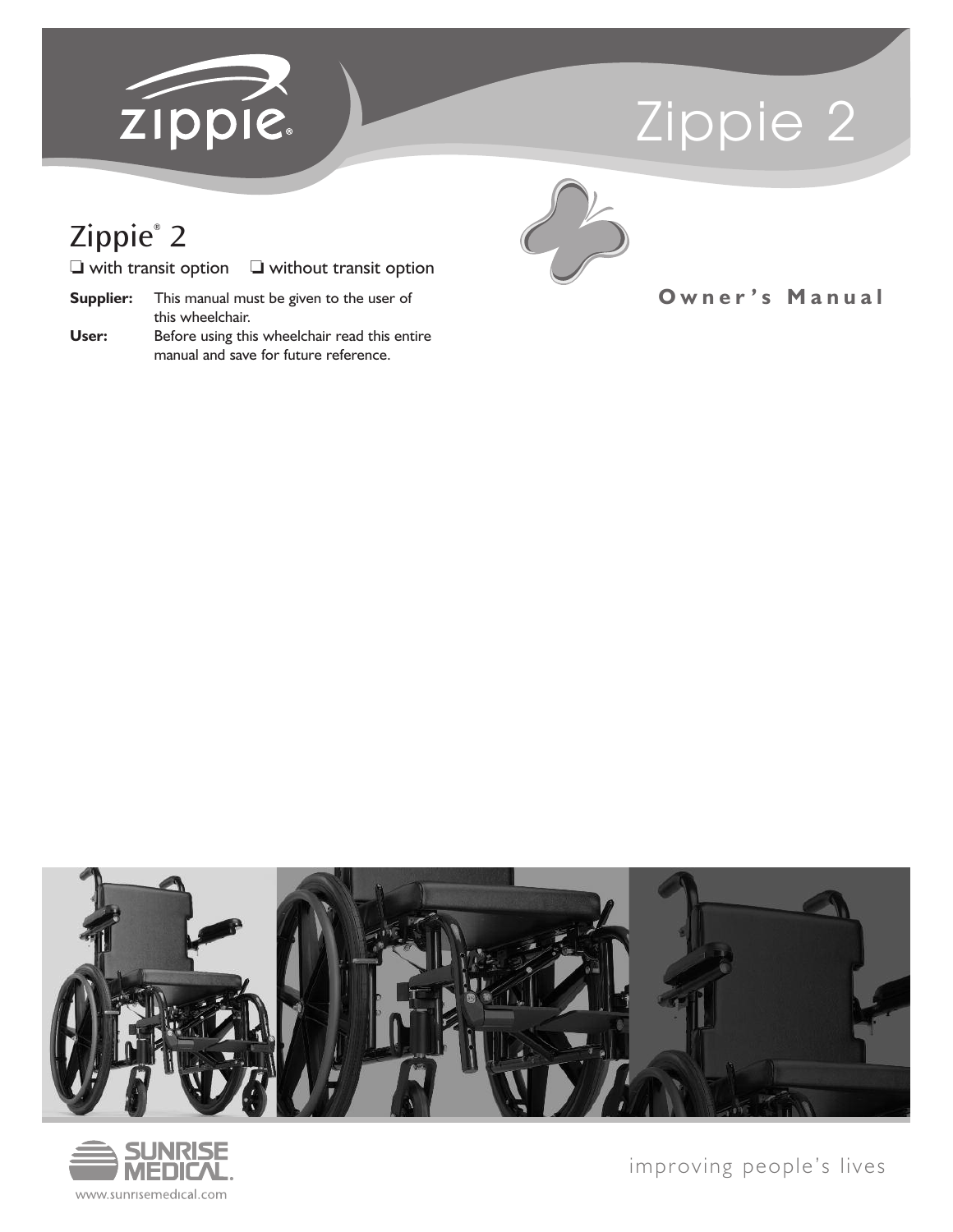zippie®

# Zippie 2

## Zippie® 2

❑ with transit option ❑ without transit option

**Supplier:** This manual must be given to the user of this wheelchair.

**User:** Before using this wheelchair read this entire manual and save for future reference.

**Owner's Manual**

SUNRISE MEDICAL.

www.sunrisemedical.com

improving people's lives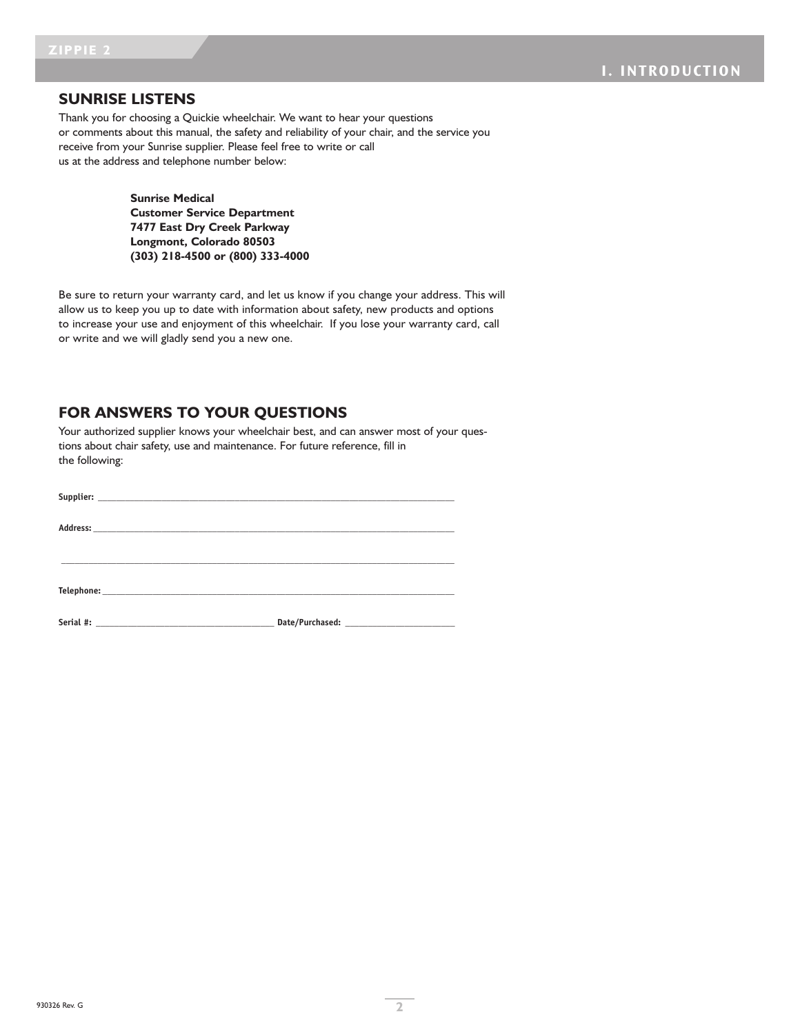## SUNRISE LISTENS

Thank you for choosing a Quickie wheelchair. We want to hear your questions or comments about this manual, the safety and reliability of your chair, and the service you receive from your Sunrise supplier. Please feel free to write or call us at the address and telephone number below:

**Sunrise Medical**
**Customer Service Department**
**7477 East Dry Creek Parkway**
**Longmont, Colorado 80503**
**(303) 218-4500 or (800) 333-4000**

Be sure to return your warranty card, and let us know if you change your address. This will allow us to keep you up to date with information about safety, new products and options to increase your use and enjoyment of this wheelchair. If you lose your warranty card, call or write and we will gladly send you a new one.

## FOR ANSWERS TO YOUR QUESTIONS

Your authorized supplier knows your wheelchair best, and can answer most of your questions about chair safety, use and maintenance. For future reference, fill in the following:

**Supplier:** ______________________________________________

**Address:** ______________________________________________

______________________________________________

**Telephone:** ______________________________________________

**Serial #:** ________________________ **Date/Purchased:** ______________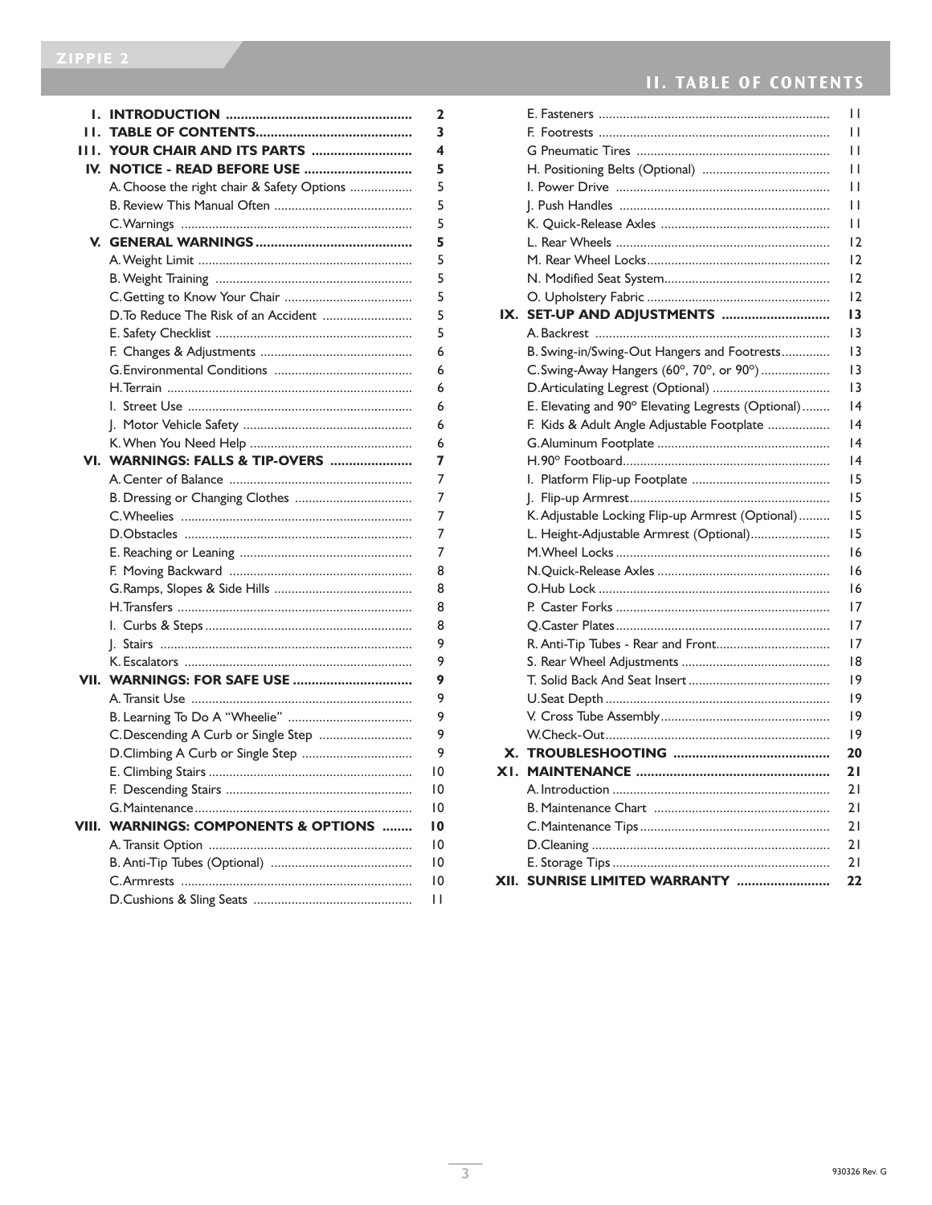# II. TABLE OF CONTENTS

| | | |
|---|---|---|
| **I.** | **INTRODUCTION** | **2** |
| **II.** | **TABLE OF CONTENTS** | **3** |
| **III.** | **YOUR CHAIR AND ITS PARTS** | **4** |
| **IV.** | **NOTICE - READ BEFORE USE** | **5** |
| | A. Choose the right chair & Safety Options | 5 |
| | B. Review This Manual Often | 5 |
| | C. Warnings | 5 |
| **V.** | **GENERAL WARNINGS** | **5** |
| | A. Weight Limit | 5 |
| | B. Weight Training | 5 |
| | C. Getting to Know Your Chair | 5 |
| | D. To Reduce The Risk of an Accident | 5 |
| | E. Safety Checklist | 5 |
| | F. Changes & Adjustments | 6 |
| | G. Environmental Conditions | 6 |
| | H. Terrain | 6 |
| | I. Street Use | 6 |
| | J. Motor Vehicle Safety | 6 |
| | K. When You Need Help | 6 |
| **VI.** | **WARNINGS: FALLS & TIP-OVERS** | **7** |
| | A. Center of Balance | 7 |
| | B. Dressing or Changing Clothes | 7 |
| | C. Wheelies | 7 |
| | D. Obstacles | 7 |
| | E. Reaching or Leaning | 7 |
| | F. Moving Backward | 8 |
| | G. Ramps, Slopes & Side Hills | 8 |
| | H. Transfers | 8 |
| | I. Curbs & Steps | 8 |
| | J. Stairs | 9 |
| | K. Escalators | 9 |
| **VII.** | **WARNINGS: FOR SAFE USE** | **9** |
| | A. Transit Use | 9 |
| | B. Learning To Do A "Wheelie" | 9 |
| | C. Descending A Curb or Single Step | 9 |
| | D. Climbing A Curb or Single Step | 9 |
| | E. Climbing Stairs | 10 |
| | F. Descending Stairs | 10 |
| | G. Maintenance | 10 |
| **VIII.** | **WARNINGS: COMPONENTS & OPTIONS** | **10** |
| | A. Transit Option | 10 |
| | B. Anti-Tip Tubes (Optional) | 10 |
| | C. Armrests | 10 |
| | D. Cushions & Sling Seats | 11 |
| | E. Fasteners | 11 |
| | F. Footrests | 11 |
| | G Pneumatic Tires | 11 |
| | H. Positioning Belts (Optional) | 11 |
| | I. Power Drive | 11 |
| | J. Push Handles | 11 |
| | K. Quick-Release Axles | 11 |
| | L. Rear Wheels | 12 |
| | M. Rear Wheel Locks | 12 |
| | N. Modified Seat System | 12 |
| | O. Upholstery Fabric | 12 |
| **IX.** | **SET-UP AND ADJUSTMENTS** | **13** |
| | A. Backrest | 13 |
| | B. Swing-in/Swing-Out Hangers and Footrests | 13 |
| | C. Swing-Away Hangers (60º, 70º, or 90º) | 13 |
| | D. Articulating Legrest (Optional) | 13 |
| | E. Elevating and 90º Elevating Legrests (Optional) | 14 |
| | F. Kids & Adult Angle Adjustable Footplate | 14 |
| | G. Aluminum Footplate | 14 |
| | H. 90º Footboard | 14 |
| | I. Platform Flip-up Footplate | 15 |
| | J. Flip-up Armrest | 15 |
| | K. Adjustable Locking Flip-up Armrest (Optional) | 15 |
| | L. Height-Adjustable Armrest (Optional) | 15 |
| | M. Wheel Locks | 16 |
| | N. Quick-Release Axles | 16 |
| | O. Hub Lock | 16 |
| | P. Caster Forks | 17 |
| | Q. Caster Plates | 17 |
| | R. Anti-Tip Tubes - Rear and Front | 17 |
| | S. Rear Wheel Adjustments | 18 |
| | T. Solid Back And Seat Insert | 19 |
| | U. Seat Depth | 19 |
| | V. Cross Tube Assembly | 19 |
| | W. Check-Out | 19 |
| **X.** | **TROUBLESHOOTING** | **20** |
| **XI.** | **MAINTENANCE** | **21** |
| | A. Introduction | 21 |
| | B. Maintenance Chart | 21 |
| | C. Maintenance Tips | 21 |
| | D. Cleaning | 21 |
| | E. Storage Tips | 21 |
| **XII.** | **SUNRISE LIMITED WARRANTY** | **22** |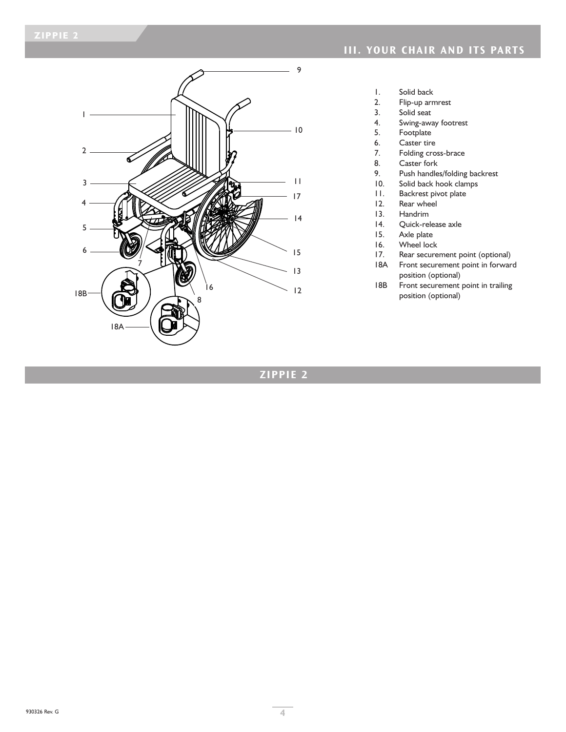## III. YOUR CHAIR AND ITS PARTS

1. Solid back
2. Flip-up armrest
3. Solid seat
4. Swing-away footrest
5. Footplate
6. Caster tire
7. Folding cross-brace
8. Caster fork
9. Push handles/folding backrest
10. Solid back hook clamps
11. Backrest pivot plate
12. Rear wheel
13. Handrim
14. Quick-release axle
15. Axle plate
16. Wheel lock
17. Rear securement point (optional)

18A Front securement point in forward position (optional)

18B Front securement point in trailing position (optional)

## ZIPPIE 2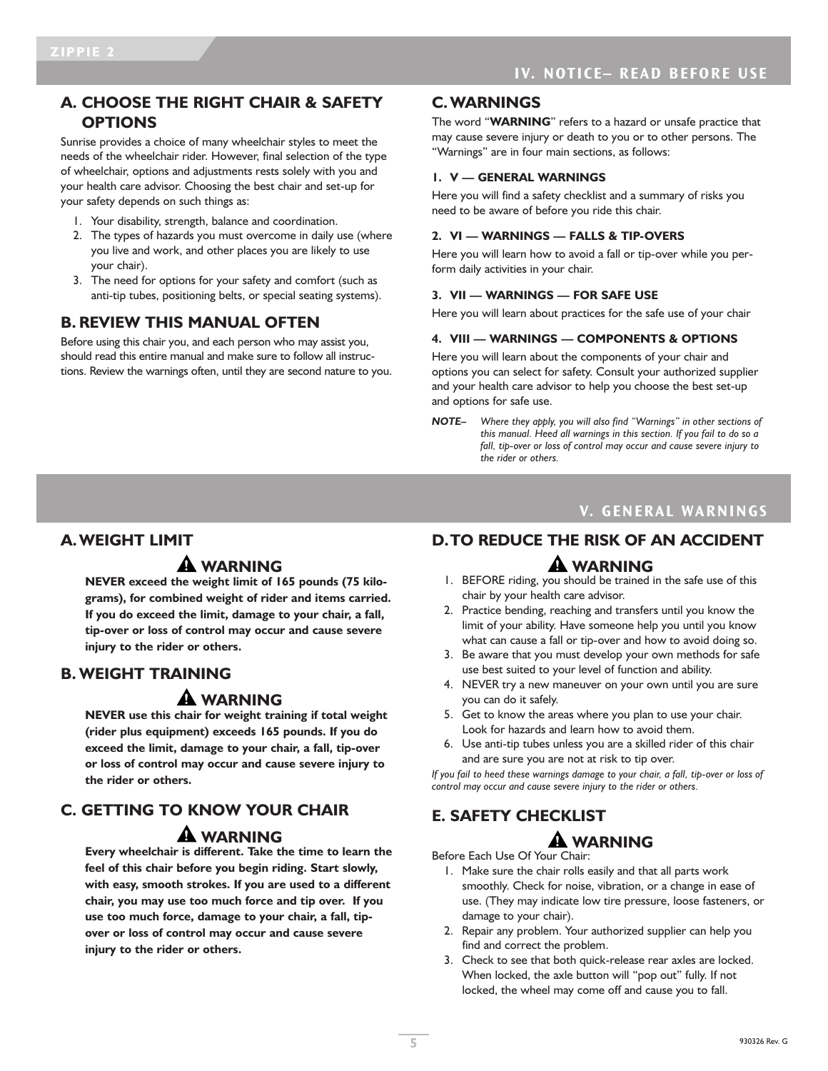# IV. NOTICE– READ BEFORE USE

## A. CHOOSE THE RIGHT CHAIR & SAFETY OPTIONS

Sunrise provides a choice of many wheelchair styles to meet the needs of the wheelchair rider. However, final selection of the type of wheelchair, options and adjustments rests solely with you and your health care advisor. Choosing the best chair and set-up for your safety depends on such things as:

1. Your disability, strength, balance and coordination.
2. The types of hazards you must overcome in daily use (where you live and work, and other places you are likely to use your chair).
3. The need for options for your safety and comfort (such as anti-tip tubes, positioning belts, or special seating systems).

## B. REVIEW THIS MANUAL OFTEN

Before using this chair you, and each person who may assist you, should read this entire manual and make sure to follow all instructions. Review the warnings often, until they are second nature to you.

## C. WARNINGS

The word "**WARNING**" refers to a hazard or unsafe practice that may cause severe injury or death to you or to other persons. The "Warnings" are in four main sections, as follows:

**1. V — GENERAL WARNINGS**

Here you will find a safety checklist and a summary of risks you need to be aware of before you ride this chair.

**2. VI — WARNINGS — FALLS & TIP-OVERS**

Here you will learn how to avoid a fall or tip-over while you perform daily activities in your chair.

**3. VII — WARNINGS — FOR SAFE USE**

Here you will learn about practices for the safe use of your chair

**4. VIII — WARNINGS — COMPONENTS & OPTIONS**

Here you will learn about the components of your chair and options you can select for safety. Consult your authorized supplier and your health care advisor to help you choose the best set-up and options for safe use.

***NOTE–*** *Where they apply, you will also find "Warnings" in other sections of this manual. Heed all warnings in this section. If you fail to do so a fall, tip-over or loss of control may occur and cause severe injury to the rider or others.*

# V. GENERAL WARNINGS

## A. WEIGHT LIMIT

**⚠ WARNING**

**NEVER exceed the weight limit of 165 pounds (75 kilograms), for combined weight of rider and items carried. If you do exceed the limit, damage to your chair, a fall, tip-over or loss of control may occur and cause severe injury to the rider or others.**

## B. WEIGHT TRAINING

**⚠ WARNING**

**NEVER use this chair for weight training if total weight (rider plus equipment) exceeds 165 pounds. If you do exceed the limit, damage to your chair, a fall, tip-over or loss of control may occur and cause severe injury to the rider or others.**

## C. GETTING TO KNOW YOUR CHAIR

**⚠ WARNING**

**Every wheelchair is different. Take the time to learn the feel of this chair before you begin riding. Start slowly, with easy, smooth strokes. If you are used to a different chair, you may use too much force and tip over. If you use too much force, damage to your chair, a fall, tip-over or loss of control may occur and cause severe injury to the rider or others.**

## D. TO REDUCE THE RISK OF AN ACCIDENT

**⚠ WARNING**

1. BEFORE riding, you should be trained in the safe use of this chair by your health care advisor.
2. Practice bending, reaching and transfers until you know the limit of your ability. Have someone help you until you know what can cause a fall or tip-over and how to avoid doing so.
3. Be aware that you must develop your own methods for safe use best suited to your level of function and ability.
4. NEVER try a new maneuver on your own until you are sure you can do it safely.
5. Get to know the areas where you plan to use your chair. Look for hazards and learn how to avoid them.
6. Use anti-tip tubes unless you are a skilled rider of this chair and are sure you are not at risk to tip over.

*If you fail to heed these warnings damage to your chair, a fall, tip-over or loss of control may occur and cause severe injury to the rider or others.*

## E. SAFETY CHECKLIST

**⚠ WARNING**

Before Each Use Of Your Chair:

1. Make sure the chair rolls easily and that all parts work smoothly. Check for noise, vibration, or a change in ease of use. (They may indicate low tire pressure, loose fasteners, or damage to your chair).
2. Repair any problem. Your authorized supplier can help you find and correct the problem.
3. Check to see that both quick-release rear axles are locked. When locked, the axle button will "pop out" fully. If not locked, the wheel may come off and cause you to fall.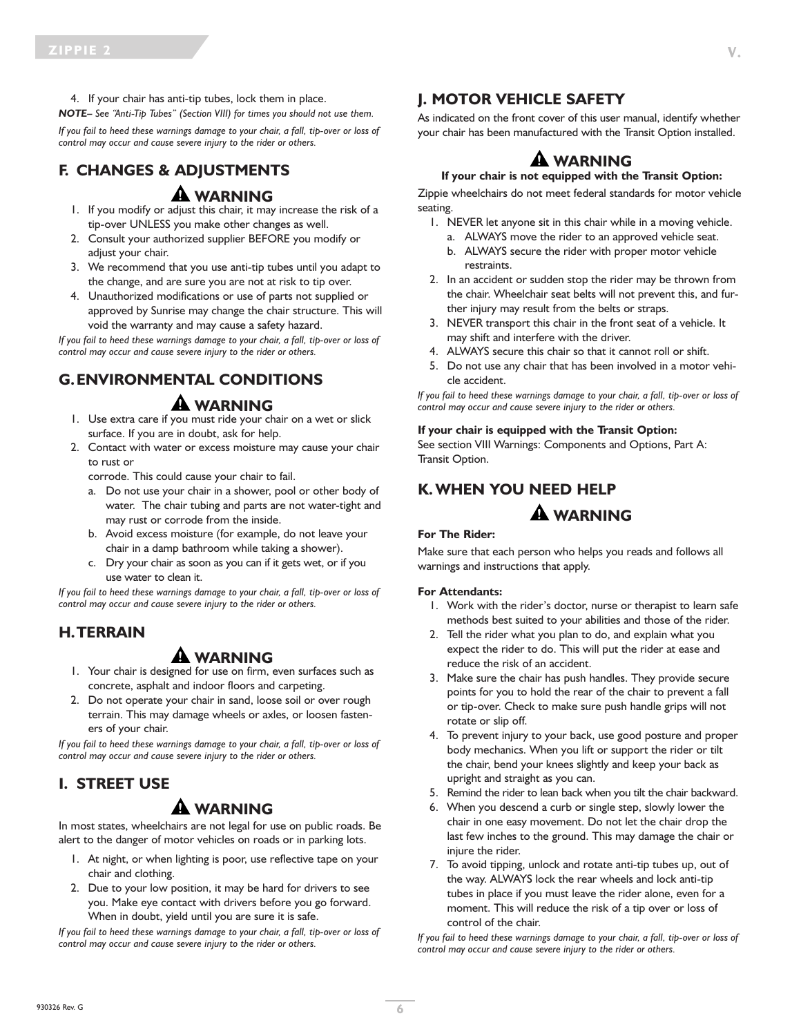4. If your chair has anti-tip tubes, lock them in place.

***NOTE–** See "Anti-Tip Tubes" (Section VIII) for times you should not use them.*

*If you fail to heed these warnings damage to your chair, a fall, tip-over or loss of control may occur and cause severe injury to the rider or others.*

## F. CHANGES & ADJUSTMENTS

### ⚠ WARNING

1. If you modify or adjust this chair, it may increase the risk of a tip-over UNLESS you make other changes as well.
2. Consult your authorized supplier BEFORE you modify or adjust your chair.
3. We recommend that you use anti-tip tubes until you adapt to the change, and are sure you are not at risk to tip over.
4. Unauthorized modifications or use of parts not supplied or approved by Sunrise may change the chair structure. This will void the warranty and may cause a safety hazard.

*If you fail to heed these warnings damage to your chair, a fall, tip-over or loss of control may occur and cause severe injury to the rider or others.*

## G. ENVIRONMENTAL CONDITIONS

### ⚠ WARNING

1. Use extra care if you must ride your chair on a wet or slick surface. If you are in doubt, ask for help.
2. Contact with water or excess moisture may cause your chair to rust or corrode. This could cause your chair to fail.
   a. Do not use your chair in a shower, pool or other body of water. The chair tubing and parts are not water-tight and may rust or corrode from the inside.
   b. Avoid excess moisture (for example, do not leave your chair in a damp bathroom while taking a shower).
   c. Dry your chair as soon as you can if it gets wet, or if you use water to clean it.

*If you fail to heed these warnings damage to your chair, a fall, tip-over or loss of control may occur and cause severe injury to the rider or others.*

## H. TERRAIN

### ⚠ WARNING

1. Your chair is designed for use on firm, even surfaces such as concrete, asphalt and indoor floors and carpeting.
2. Do not operate your chair in sand, loose soil or over rough terrain. This may damage wheels or axles, or loosen fasteners of your chair.

*If you fail to heed these warnings damage to your chair, a fall, tip-over or loss of control may occur and cause severe injury to the rider or others.*

## I. STREET USE

### ⚠ WARNING

In most states, wheelchairs are not legal for use on public roads. Be alert to the danger of motor vehicles on roads or in parking lots.

1. At night, or when lighting is poor, use reflective tape on your chair and clothing.
2. Due to your low position, it may be hard for drivers to see you. Make eye contact with drivers before you go forward. When in doubt, yield until you are sure it is safe.

*If you fail to heed these warnings damage to your chair, a fall, tip-over or loss of control may occur and cause severe injury to the rider or others.*

## J. MOTOR VEHICLE SAFETY

As indicated on the front cover of this user manual, identify whether your chair has been manufactured with the Transit Option installed.

### ⚠ WARNING

**If your chair is not equipped with the Transit Option:**

Zippie wheelchairs do not meet federal standards for motor vehicle seating.

1. NEVER let anyone sit in this chair while in a moving vehicle.
   a. ALWAYS move the rider to an approved vehicle seat.
   b. ALWAYS secure the rider with proper motor vehicle restraints.
2. In an accident or sudden stop the rider may be thrown from the chair. Wheelchair seat belts will not prevent this, and further injury may result from the belts or straps.
3. NEVER transport this chair in the front seat of a vehicle. It may shift and interfere with the driver.
4. ALWAYS secure this chair so that it cannot roll or shift.
5. Do not use any chair that has been involved in a motor vehicle accident.

*If you fail to heed these warnings damage to your chair, a fall, tip-over or loss of control may occur and cause severe injury to the rider or others.*

**If your chair is equipped with the Transit Option:**
See section VIII Warnings: Components and Options, Part A: Transit Option.

## K. WHEN YOU NEED HELP

### ⚠ WARNING

**For The Rider:**

Make sure that each person who helps you reads and follows all warnings and instructions that apply.

**For Attendants:**

1. Work with the rider's doctor, nurse or therapist to learn safe methods best suited to your abilities and those of the rider.
2. Tell the rider what you plan to do, and explain what you expect the rider to do. This will put the rider at ease and reduce the risk of an accident.
3. Make sure the chair has push handles. They provide secure points for you to hold the rear of the chair to prevent a fall or tip-over. Check to make sure push handle grips will not rotate or slip off.
4. To prevent injury to your back, use good posture and proper body mechanics. When you lift or support the rider or tilt the chair, bend your knees slightly and keep your back as upright and straight as you can.
5. Remind the rider to lean back when you tilt the chair backward.
6. When you descend a curb or single step, slowly lower the chair in one easy movement. Do not let the chair drop the last few inches to the ground. This may damage the chair or injure the rider.
7. To avoid tipping, unlock and rotate anti-tip tubes up, out of the way. ALWAYS lock the rear wheels and lock anti-tip tubes in place if you must leave the rider alone, even for a moment. This will reduce the risk of a tip over or loss of control of the chair.

*If you fail to heed these warnings damage to your chair, a fall, tip-over or loss of control may occur and cause severe injury to the rider or others.*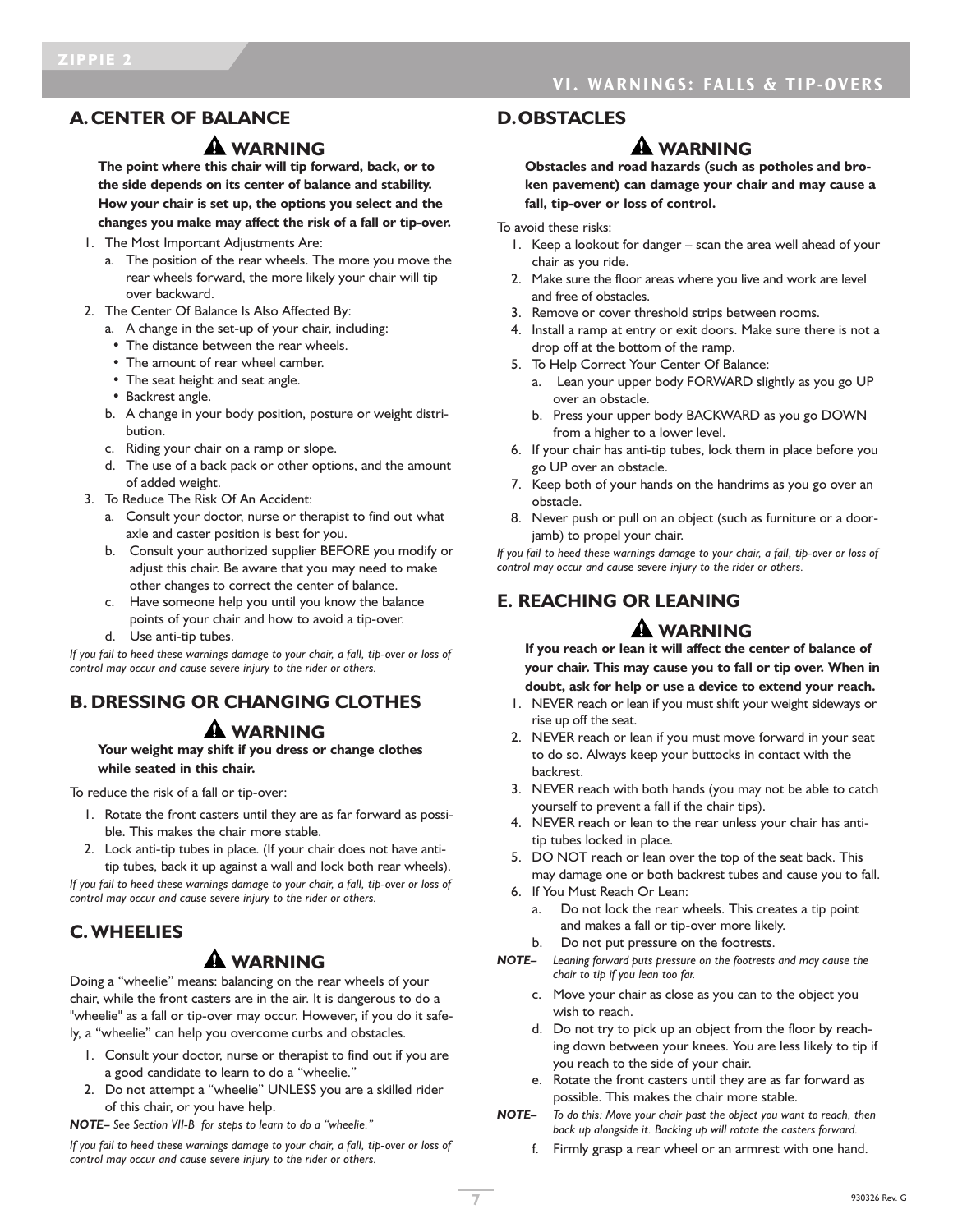# VI. WARNINGS: FALLS & TIP-OVERS

## A. CENTER OF BALANCE

### ⚠ WARNING

**The point where this chair will tip forward, back, or to the side depends on its center of balance and stability. How your chair is set up, the options you select and the changes you make may affect the risk of a fall or tip-over.**

1. The Most Important Adjustments Are:
   a. The position of the rear wheels. The more you move the rear wheels forward, the more likely your chair will tip over backward.
2. The Center Of Balance Is Also Affected By:
   a. A change in the set-up of your chair, including:
      - The distance between the rear wheels.
      - The amount of rear wheel camber.
      - The seat height and seat angle.
      - Backrest angle.
   b. A change in your body position, posture or weight distribution.
   c. Riding your chair on a ramp or slope.
   d. The use of a back pack or other options, and the amount of added weight.
3. To Reduce The Risk Of An Accident:
   a. Consult your doctor, nurse or therapist to find out what axle and caster position is best for you.
   b. Consult your authorized supplier BEFORE you modify or adjust this chair. Be aware that you may need to make other changes to correct the center of balance.
   c. Have someone help you until you know the balance points of your chair and how to avoid a tip-over.
   d. Use anti-tip tubes.

*If you fail to heed these warnings damage to your chair, a fall, tip-over or loss of control may occur and cause severe injury to the rider or others.*

## B. DRESSING OR CHANGING CLOTHES

### ⚠ WARNING

**Your weight may shift if you dress or change clothes while seated in this chair.**

To reduce the risk of a fall or tip-over:

1. Rotate the front casters until they are as far forward as possible. This makes the chair more stable.
2. Lock anti-tip tubes in place. (If your chair does not have anti-tip tubes, back it up against a wall and lock both rear wheels).

*If you fail to heed these warnings damage to your chair, a fall, tip-over or loss of control may occur and cause severe injury to the rider or others.*

## C. WHEELIES

### ⚠ WARNING

Doing a “wheelie” means: balancing on the rear wheels of your chair, while the front casters are in the air. It is dangerous to do a "wheelie" as a fall or tip-over may occur. However, if you do it safely, a “wheelie” can help you overcome curbs and obstacles.

1. Consult your doctor, nurse or therapist to find out if you are a good candidate to learn to do a “wheelie.”
2. Do not attempt a “wheelie” UNLESS you are a skilled rider of this chair, or you have help.

***NOTE–*** *See Section VII-B for steps to learn to do a “wheelie.”*

*If you fail to heed these warnings damage to your chair, a fall, tip-over or loss of control may occur and cause severe injury to the rider or others.*

## D. OBSTACLES

### ⚠ WARNING

**Obstacles and road hazards (such as potholes and broken pavement) can damage your chair and may cause a fall, tip-over or loss of control.**

To avoid these risks:

1. Keep a lookout for danger – scan the area well ahead of your chair as you ride.
2. Make sure the floor areas where you live and work are level and free of obstacles.
3. Remove or cover threshold strips between rooms.
4. Install a ramp at entry or exit doors. Make sure there is not a drop off at the bottom of the ramp.
5. To Help Correct Your Center Of Balance:
   a. Lean your upper body FORWARD slightly as you go UP over an obstacle.
   b. Press your upper body BACKWARD as you go DOWN from a higher to a lower level.
6. If your chair has anti-tip tubes, lock them in place before you go UP over an obstacle.
7. Keep both of your hands on the handrims as you go over an obstacle.
8. Never push or pull on an object (such as furniture or a doorjamb) to propel your chair.

*If you fail to heed these warnings damage to your chair, a fall, tip-over or loss of control may occur and cause severe injury to the rider or others.*

## E. REACHING OR LEANING

### ⚠ WARNING

**If you reach or lean it will affect the center of balance of your chair. This may cause you to fall or tip over. When in doubt, ask for help or use a device to extend your reach.**

1. NEVER reach or lean if you must shift your weight sideways or rise up off the seat.
2. NEVER reach or lean if you must move forward in your seat to do so. Always keep your buttocks in contact with the backrest.
3. NEVER reach with both hands (you may not be able to catch yourself to prevent a fall if the chair tips).
4. NEVER reach or lean to the rear unless your chair has anti-tip tubes locked in place.
5. DO NOT reach or lean over the top of the seat back. This may damage one or both backrest tubes and cause you to fall.
6. If You Must Reach Or Lean:
   a. Do not lock the rear wheels. This creates a tip point and makes a fall or tip-over more likely.
   b. Do not put pressure on the footrests.

   ***NOTE–*** *Leaning forward puts pressure on the footrests and may cause the chair to tip if you lean too far.*

   c. Move your chair as close as you can to the object you wish to reach.
   d. Do not try to pick up an object from the floor by reaching down between your knees. You are less likely to tip if you reach to the side of your chair.
   e. Rotate the front casters until they are as far forward as possible. This makes the chair more stable.

   ***NOTE–*** *To do this: Move your chair past the object you want to reach, then back up alongside it. Backing up will rotate the casters forward.*

   f. Firmly grasp a rear wheel or an armrest with one hand.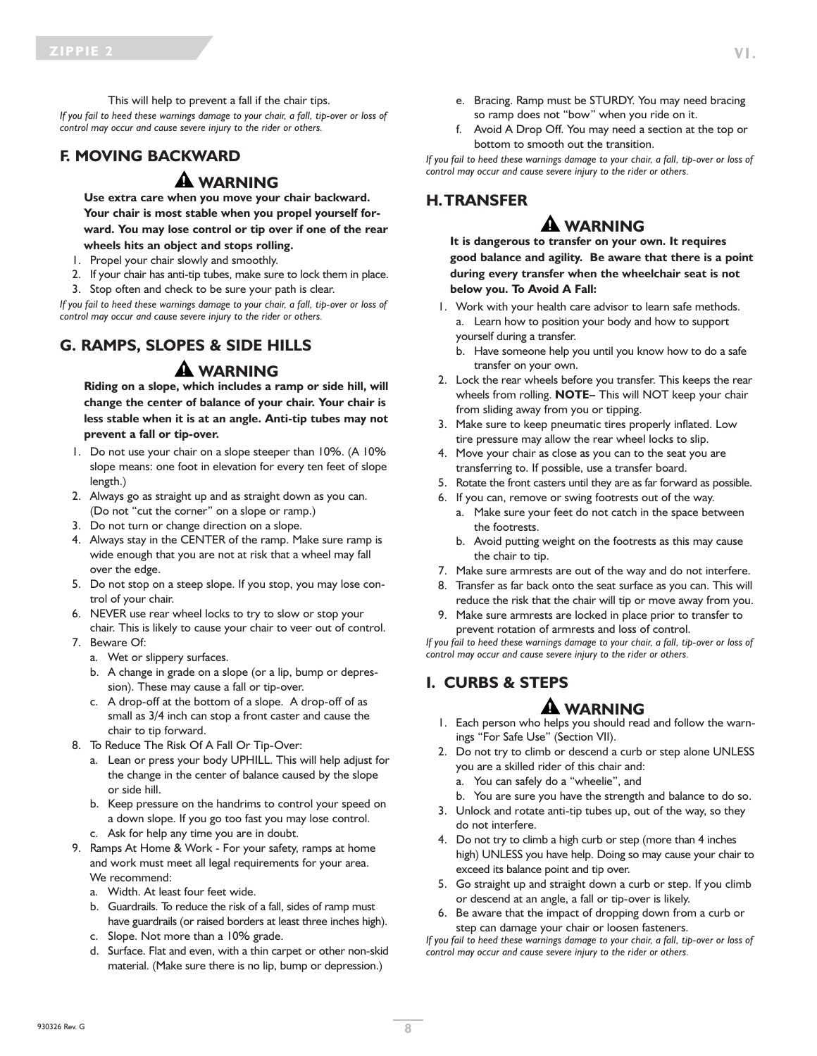This will help to prevent a fall if the chair tips.

*If you fail to heed these warnings damage to your chair, a fall, tip-over or loss of control may occur and cause severe injury to the rider or others.*

## F. MOVING BACKWARD

### ⚠ WARNING

**Use extra care when you move your chair backward. Your chair is most stable when you propel yourself forward. You may lose control or tip over if one of the rear wheels hits an object and stops rolling.**

1. Propel your chair slowly and smoothly.
2. If your chair has anti-tip tubes, make sure to lock them in place.
3. Stop often and check to be sure your path is clear.

*If you fail to heed these warnings damage to your chair, a fall, tip-over or loss of control may occur and cause severe injury to the rider or others.*

## G. RAMPS, SLOPES & SIDE HILLS

### ⚠ WARNING

**Riding on a slope, which includes a ramp or side hill, will change the center of balance of your chair. Your chair is less stable when it is at an angle. Anti-tip tubes may not prevent a fall or tip-over.**

1. Do not use your chair on a slope steeper than 10%. (A 10% slope means: one foot in elevation for every ten feet of slope length.)
2. Always go as straight up and as straight down as you can. (Do not "cut the corner" on a slope or ramp.)
3. Do not turn or change direction on a slope.
4. Always stay in the CENTER of the ramp. Make sure ramp is wide enough that you are not at risk that a wheel may fall over the edge.
5. Do not stop on a steep slope. If you stop, you may lose control of your chair.
6. NEVER use rear wheel locks to try to slow or stop your chair. This is likely to cause your chair to veer out of control.
7. Beware Of:
   a. Wet or slippery surfaces.
   b. A change in grade on a slope (or a lip, bump or depression). These may cause a fall or tip-over.
   c. A drop-off at the bottom of a slope. A drop-off of as small as 3/4 inch can stop a front caster and cause the chair to tip forward.
8. To Reduce The Risk Of A Fall Or Tip-Over:
   a. Lean or press your body UPHILL. This will help adjust for the change in the center of balance caused by the slope or side hill.
   b. Keep pressure on the handrims to control your speed on a down slope. If you go too fast you may lose control.
   c. Ask for help any time you are in doubt.
9. Ramps At Home & Work - For your safety, ramps at home and work must meet all legal requirements for your area. We recommend:
   a. Width. At least four feet wide.
   b. Guardrails. To reduce the risk of a fall, sides of ramp must have guardrails (or raised borders at least three inches high).
   c. Slope. Not more than a 10% grade.
   d. Surface. Flat and even, with a thin carpet or other non-skid material. (Make sure there is no lip, bump or depression.)
   e. Bracing. Ramp must be STURDY. You may need bracing so ramp does not "bow" when you ride on it.
   f. Avoid A Drop Off. You may need a section at the top or bottom to smooth out the transition.

*If you fail to heed these warnings damage to your chair, a fall, tip-over or loss of control may occur and cause severe injury to the rider or others.*

## H. TRANSFER

### ⚠ WARNING

**It is dangerous to transfer on your own. It requires good balance and agility. Be aware that there is a point during every transfer when the wheelchair seat is not below you. To Avoid A Fall:**

1. Work with your health care advisor to learn safe methods.
   a. Learn how to position your body and how to support yourself during a transfer.
   b. Have someone help you until you know how to do a safe transfer on your own.
2. Lock the rear wheels before you transfer. This keeps the rear wheels from rolling. **NOTE–** This will NOT keep your chair from sliding away from you or tipping.
3. Make sure to keep pneumatic tires properly inflated. Low tire pressure may allow the rear wheel locks to slip.
4. Move your chair as close as you can to the seat you are transferring to. If possible, use a transfer board.
5. Rotate the front casters until they are as far forward as possible.
6. If you can, remove or swing footrests out of the way.
   a. Make sure your feet do not catch in the space between the footrests.
   b. Avoid putting weight on the footrests as this may cause the chair to tip.
7. Make sure armrests are out of the way and do not interfere.
8. Transfer as far back onto the seat surface as you can. This will reduce the risk that the chair will tip or move away from you.
9. Make sure armrests are locked in place prior to transfer to prevent rotation of armrests and loss of control.

*If you fail to heed these warnings damage to your chair, a fall, tip-over or loss of control may occur and cause severe injury to the rider or others.*

## I. CURBS & STEPS

### ⚠ WARNING

1. Each person who helps you should read and follow the warnings "For Safe Use" (Section VII).
2. Do not try to climb or descend a curb or step alone UNLESS you are a skilled rider of this chair and:
   a. You can safely do a "wheelie", and
   b. You are sure you have the strength and balance to do so.
3. Unlock and rotate anti-tip tubes up, out of the way, so they do not interfere.
4. Do not try to climb a high curb or step (more than 4 inches high) UNLESS you have help. Doing so may cause your chair to exceed its balance point and tip over.
5. Go straight up and straight down a curb or step. If you climb or descend at an angle, a fall or tip-over is likely.
6. Be aware that the impact of dropping down from a curb or step can damage your chair or loosen fasteners.

*If you fail to heed these warnings damage to your chair, a fall, tip-over or loss of control may occur and cause severe injury to the rider or others.*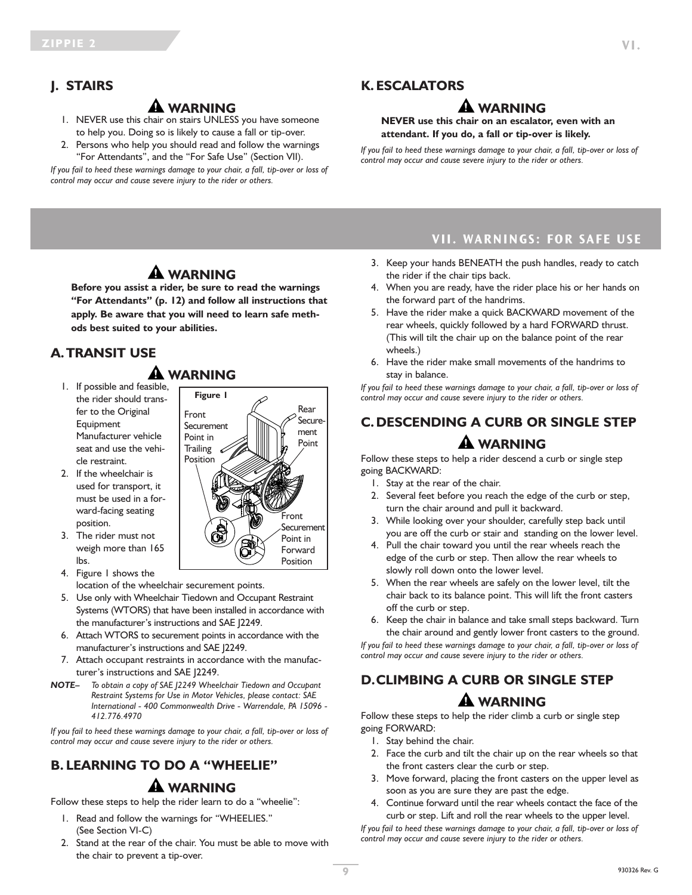## J. STAIRS

**⚠ WARNING**

1. NEVER use this chair on stairs UNLESS you have someone to help you. Doing so is likely to cause a fall or tip-over.
2. Persons who help you should read and follow the warnings "For Attendants", and the "For Safe Use" (Section VII).

*If you fail to heed these warnings damage to your chair, a fall, tip-over or loss of control may occur and cause severe injury to the rider or others.*

## K. ESCALATORS

**⚠ WARNING**

**NEVER use this chair on an escalator, even with an attendant. If you do, a fall or tip-over is likely.**

*If you fail to heed these warnings damage to your chair, a fall, tip-over or loss of control may occur and cause severe injury to the rider or others.*

# VII. WARNINGS: FOR SAFE USE

**⚠ WARNING**

**Before you assist a rider, be sure to read the warnings "For Attendants" (p. 12) and follow all instructions that apply. Be aware that you will need to learn safe methods best suited to your abilities.**

## A. TRANSIT USE

**⚠ WARNING**

1. If possible and feasible, the rider should transfer to the Original Equipment Manufacturer vehicle seat and use the vehicle restraint.
2. If the wheelchair is used for transport, it must be used in a forward-facing seating position.
3. The rider must not weigh more than 165 lbs.
4. Figure 1 shows the location of the wheelchair securement points.
5. Use only with Wheelchair Tiedown and Occupant Restraint Systems (WTORS) that have been installed in accordance with the manufacturer's instructions and SAE J2249.
6. Attach WTORS to securement points in accordance with the manufacturer's instructions and SAE J2249.
7. Attach occupant restraints in accordance with the manufacturer's instructions and SAE J2249.

**Figure 1**

Front Securement Point in Trailing Position

Rear Securement Point

Front Securement Point in Forward Position

***NOTE–*** *To obtain a copy of SAE J2249 Wheelchair Tiedown and Occupant Restraint Systems for Use in Motor Vehicles, please contact: SAE International - 400 Commonwealth Drive - Warrendale, PA 15096 - 412.776.4970*

*If you fail to heed these warnings damage to your chair, a fall, tip-over or loss of control may occur and cause severe injury to the rider or others.*

## B. LEARNING TO DO A "WHEELIE"

**⚠ WARNING**

Follow these steps to help the rider learn to do a "wheelie":

1. Read and follow the warnings for "WHEELIES." (See Section VI-C)
2. Stand at the rear of the chair. You must be able to move with the chair to prevent a tip-over.
3. Keep your hands BENEATH the push handles, ready to catch the rider if the chair tips back.
4. When you are ready, have the rider place his or her hands on the forward part of the handrims.
5. Have the rider make a quick BACKWARD movement of the rear wheels, quickly followed by a hard FORWARD thrust. (This will tilt the chair up on the balance point of the rear wheels.)
6. Have the rider make small movements of the handrims to stay in balance.

*If you fail to heed these warnings damage to your chair, a fall, tip-over or loss of control may occur and cause severe injury to the rider or others.*

## C. DESCENDING A CURB OR SINGLE STEP

**⚠ WARNING**

Follow these steps to help a rider descend a curb or single step going BACKWARD:

1. Stay at the rear of the chair.
2. Several feet before you reach the edge of the curb or step, turn the chair around and pull it backward.
3. While looking over your shoulder, carefully step back until you are off the curb or stair and standing on the lower level.
4. Pull the chair toward you until the rear wheels reach the edge of the curb or step. Then allow the rear wheels to slowly roll down onto the lower level.
5. When the rear wheels are safely on the lower level, tilt the chair back to its balance point. This will lift the front casters off the curb or step.
6. Keep the chair in balance and take small steps backward. Turn the chair around and gently lower front casters to the ground.

*If you fail to heed these warnings damage to your chair, a fall, tip-over or loss of control may occur and cause severe injury to the rider or others.*

## D. CLIMBING A CURB OR SINGLE STEP

**⚠ WARNING**

Follow these steps to help the rider climb a curb or single step going FORWARD:

1. Stay behind the chair.
2. Face the curb and tilt the chair up on the rear wheels so that the front casters clear the curb or step.
3. Move forward, placing the front casters on the upper level as soon as you are sure they are past the edge.
4. Continue forward until the rear wheels contact the face of the curb or step. Lift and roll the rear wheels to the upper level.

*If you fail to heed these warnings damage to your chair, a fall, tip-over or loss of control may occur and cause severe injury to the rider or others.*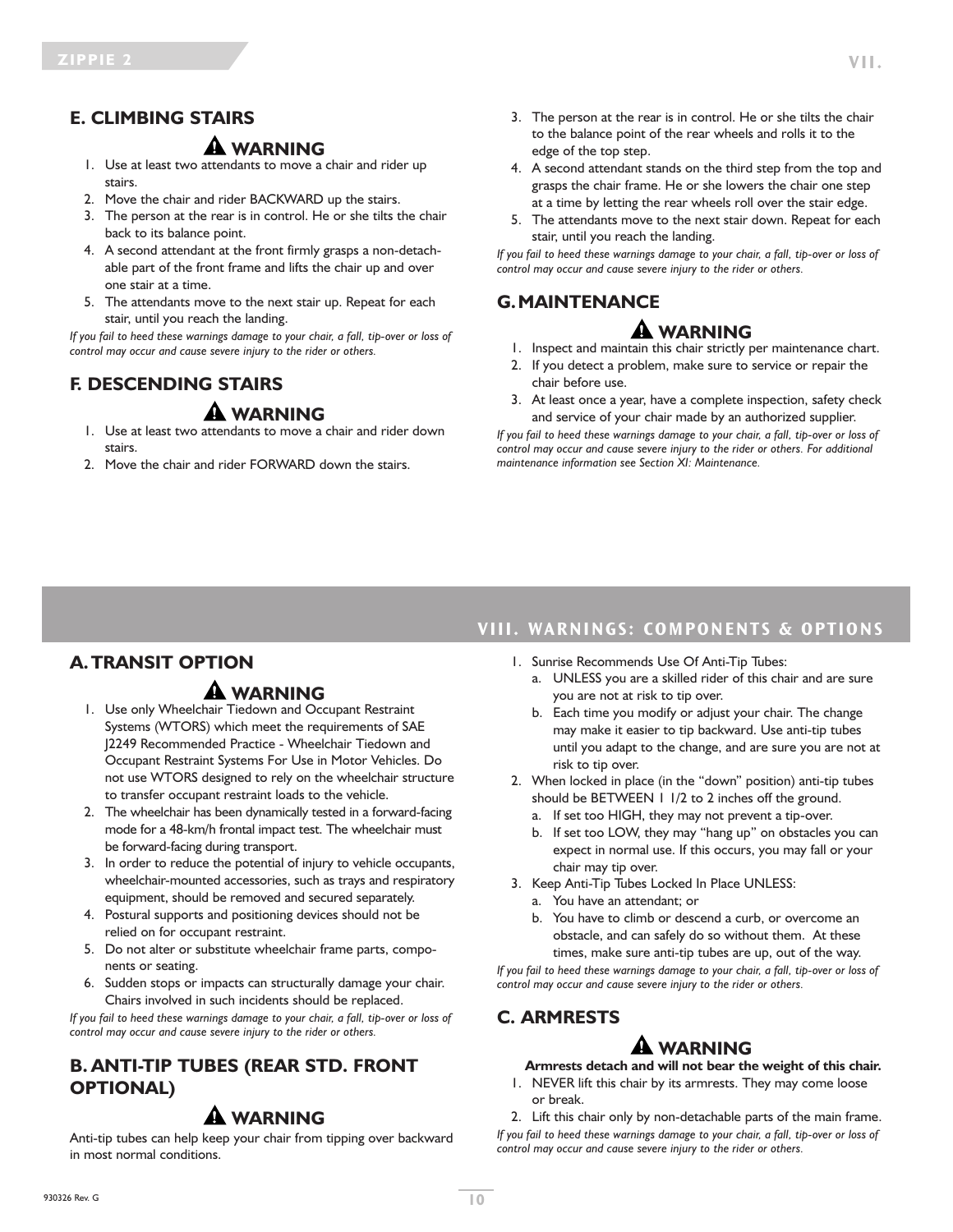## E. CLIMBING STAIRS

**⚠ WARNING**

1. Use at least two attendants to move a chair and rider up stairs.
2. Move the chair and rider BACKWARD up the stairs.
3. The person at the rear is in control. He or she tilts the chair back to its balance point.
4. A second attendant at the front firmly grasps a non-detachable part of the front frame and lifts the chair up and over one stair at a time.
5. The attendants move to the next stair up. Repeat for each stair, until you reach the landing.

*If you fail to heed these warnings damage to your chair, a fall, tip-over or loss of control may occur and cause severe injury to the rider or others.*

## F. DESCENDING STAIRS

**⚠ WARNING**

1. Use at least two attendants to move a chair and rider down stairs.
2. Move the chair and rider FORWARD down the stairs.
3. The person at the rear is in control. He or she tilts the chair to the balance point of the rear wheels and rolls it to the edge of the top step.
4. A second attendant stands on the third step from the top and grasps the chair frame. He or she lowers the chair one step at a time by letting the rear wheels roll over the stair edge.
5. The attendants move to the next stair down. Repeat for each stair, until you reach the landing.

*If you fail to heed these warnings damage to your chair, a fall, tip-over or loss of control may occur and cause severe injury to the rider or others.*

## G. MAINTENANCE

**⚠ WARNING**

1. Inspect and maintain this chair strictly per maintenance chart.
2. If you detect a problem, make sure to service or repair the chair before use.
3. At least once a year, have a complete inspection, safety check and service of your chair made by an authorized supplier.

*If you fail to heed these warnings damage to your chair, a fall, tip-over or loss of control may occur and cause severe injury to the rider or others. For additional maintenance information see Section XI: Maintenance.*

# VIII. WARNINGS: COMPONENTS & OPTIONS

## A. TRANSIT OPTION

**⚠ WARNING**

1. Use only Wheelchair Tiedown and Occupant Restraint Systems (WTORS) which meet the requirements of SAE J2249 Recommended Practice - Wheelchair Tiedown and Occupant Restraint Systems For Use in Motor Vehicles. Do not use WTORS designed to rely on the wheelchair structure to transfer occupant restraint loads to the vehicle.
2. The wheelchair has been dynamically tested in a forward-facing mode for a 48-km/h frontal impact test. The wheelchair must be forward-facing during transport.
3. In order to reduce the potential of injury to vehicle occupants, wheelchair-mounted accessories, such as trays and respiratory equipment, should be removed and secured separately.
4. Postural supports and positioning devices should not be relied on for occupant restraint.
5. Do not alter or substitute wheelchair frame parts, components or seating.
6. Sudden stops or impacts can structurally damage your chair. Chairs involved in such incidents should be replaced.

*If you fail to heed these warnings damage to your chair, a fall, tip-over or loss of control may occur and cause severe injury to the rider or others.*

## B. ANTI-TIP TUBES (REAR STD. FRONT OPTIONAL)

**⚠ WARNING**

Anti-tip tubes can help keep your chair from tipping over backward in most normal conditions.

1. Sunrise Recommends Use Of Anti-Tip Tubes:
   a. UNLESS you are a skilled rider of this chair and are sure you are not at risk to tip over.
   b. Each time you modify or adjust your chair. The change may make it easier to tip backward. Use anti-tip tubes until you adapt to the change, and are sure you are not at risk to tip over.
2. When locked in place (in the "down" position) anti-tip tubes should be BETWEEN 1 1/2 to 2 inches off the ground.
   a. If set too HIGH, they may not prevent a tip-over.
   b. If set too LOW, they may "hang up" on obstacles you can expect in normal use. If this occurs, you may fall or your chair may tip over.
3. Keep Anti-Tip Tubes Locked In Place UNLESS:
   a. You have an attendant; or
   b. You have to climb or descend a curb, or overcome an obstacle, and can safely do so without them. At these times, make sure anti-tip tubes are up, out of the way.

*If you fail to heed these warnings damage to your chair, a fall, tip-over or loss of control may occur and cause severe injury to the rider or others.*

## C. ARMRESTS

**⚠ WARNING**

**Armrests detach and will not bear the weight of this chair.**

1. NEVER lift this chair by its armrests. They may come loose or break.
2. Lift this chair only by non-detachable parts of the main frame.

*If you fail to heed these warnings damage to your chair, a fall, tip-over or loss of control may occur and cause severe injury to the rider or others.*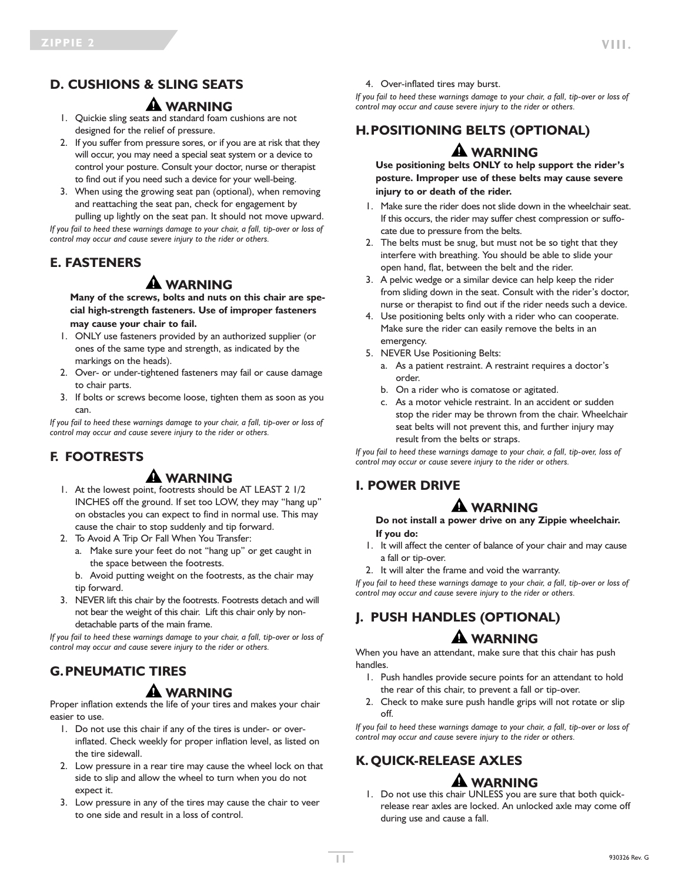## D. CUSHIONS & SLING SEATS

### ⚠ WARNING

1. Quickie sling seats and standard foam cushions are not designed for the relief of pressure.
2. If you suffer from pressure sores, or if you are at risk that they will occur, you may need a special seat system or a device to control your posture. Consult your doctor, nurse or therapist to find out if you need such a device for your well-being.
3. When using the growing seat pan (optional), when removing and reattaching the seat pan, check for engagement by pulling up lightly on the seat pan. It should not move upward.

*If you fail to heed these warnings damage to your chair, a fall, tip-over or loss of control may occur and cause severe injury to the rider or others.*

## E. FASTENERS

### ⚠ WARNING

**Many of the screws, bolts and nuts on this chair are special high-strength fasteners. Use of improper fasteners may cause your chair to fail.**

1. ONLY use fasteners provided by an authorized supplier (or ones of the same type and strength, as indicated by the markings on the heads).
2. Over- or under-tightened fasteners may fail or cause damage to chair parts.
3. If bolts or screws become loose, tighten them as soon as you can.

*If you fail to heed these warnings damage to your chair, a fall, tip-over or loss of control may occur and cause severe injury to the rider or others.*

## F. FOOTRESTS

### ⚠ WARNING

1. At the lowest point, footrests should be AT LEAST 2 1/2 INCHES off the ground. If set too LOW, they may "hang up" on obstacles you can expect to find in normal use. This may cause the chair to stop suddenly and tip forward.
2. To Avoid A Trip Or Fall When You Transfer:
   a. Make sure your feet do not "hang up" or get caught in the space between the footrests.
   b. Avoid putting weight on the footrests, as the chair may tip forward.
3. NEVER lift this chair by the footrests. Footrests detach and will not bear the weight of this chair. Lift this chair only by non-detachable parts of the main frame.

*If you fail to heed these warnings damage to your chair, a fall, tip-over or loss of control may occur and cause severe injury to the rider or others.*

## G. PNEUMATIC TIRES

### ⚠ WARNING

Proper inflation extends the life of your tires and makes your chair easier to use.

1. Do not use this chair if any of the tires is under- or over-inflated. Check weekly for proper inflation level, as listed on the tire sidewall.
2. Low pressure in a rear tire may cause the wheel lock on that side to slip and allow the wheel to turn when you do not expect it.
3. Low pressure in any of the tires may cause the chair to veer to one side and result in a loss of control.
4. Over-inflated tires may burst.

*If you fail to heed these warnings damage to your chair, a fall, tip-over or loss of control may occur and cause severe injury to the rider or others.*

## H. POSITIONING BELTS (OPTIONAL)

### ⚠ WARNING

**Use positioning belts ONLY to help support the rider's posture. Improper use of these belts may cause severe injury to or death of the rider.**

1. Make sure the rider does not slide down in the wheelchair seat. If this occurs, the rider may suffer chest compression or suffocate due to pressure from the belts.
2. The belts must be snug, but must not be so tight that they interfere with breathing. You should be able to slide your open hand, flat, between the belt and the rider.
3. A pelvic wedge or a similar device can help keep the rider from sliding down in the seat. Consult with the rider's doctor, nurse or therapist to find out if the rider needs such a device.
4. Use positioning belts only with a rider who can cooperate. Make sure the rider can easily remove the belts in an emergency.
5. NEVER Use Positioning Belts:
   a. As a patient restraint. A restraint requires a doctor's order.
   b. On a rider who is comatose or agitated.
   c. As a motor vehicle restraint. In an accident or sudden stop the rider may be thrown from the chair. Wheelchair seat belts will not prevent this, and further injury may result from the belts or straps.

*If you fail to heed these warnings damage to your chair, a fall, tip-over, loss of control may occur or cause severe injury to the rider or others.*

## I. POWER DRIVE

### ⚠ WARNING

**Do not install a power drive on any Zippie wheelchair. If you do:**

1. It will affect the center of balance of your chair and may cause a fall or tip-over.
2. It will alter the frame and void the warranty.

*If you fail to heed these warnings damage to your chair, a fall, tip-over or loss of control may occur and cause severe injury to the rider or others.*

## J. PUSH HANDLES (OPTIONAL)

### ⚠ WARNING

When you have an attendant, make sure that this chair has push handles.

1. Push handles provide secure points for an attendant to hold the rear of this chair, to prevent a fall or tip-over.
2. Check to make sure push handle grips will not rotate or slip off.

*If you fail to heed these warnings damage to your chair, a fall, tip-over or loss of control may occur and cause severe injury to the rider or others.*

## K. QUICK-RELEASE AXLES

### ⚠ WARNING

1. Do not use this chair UNLESS you are sure that both quick-release rear axles are locked. An unlocked axle may come off during use and cause a fall.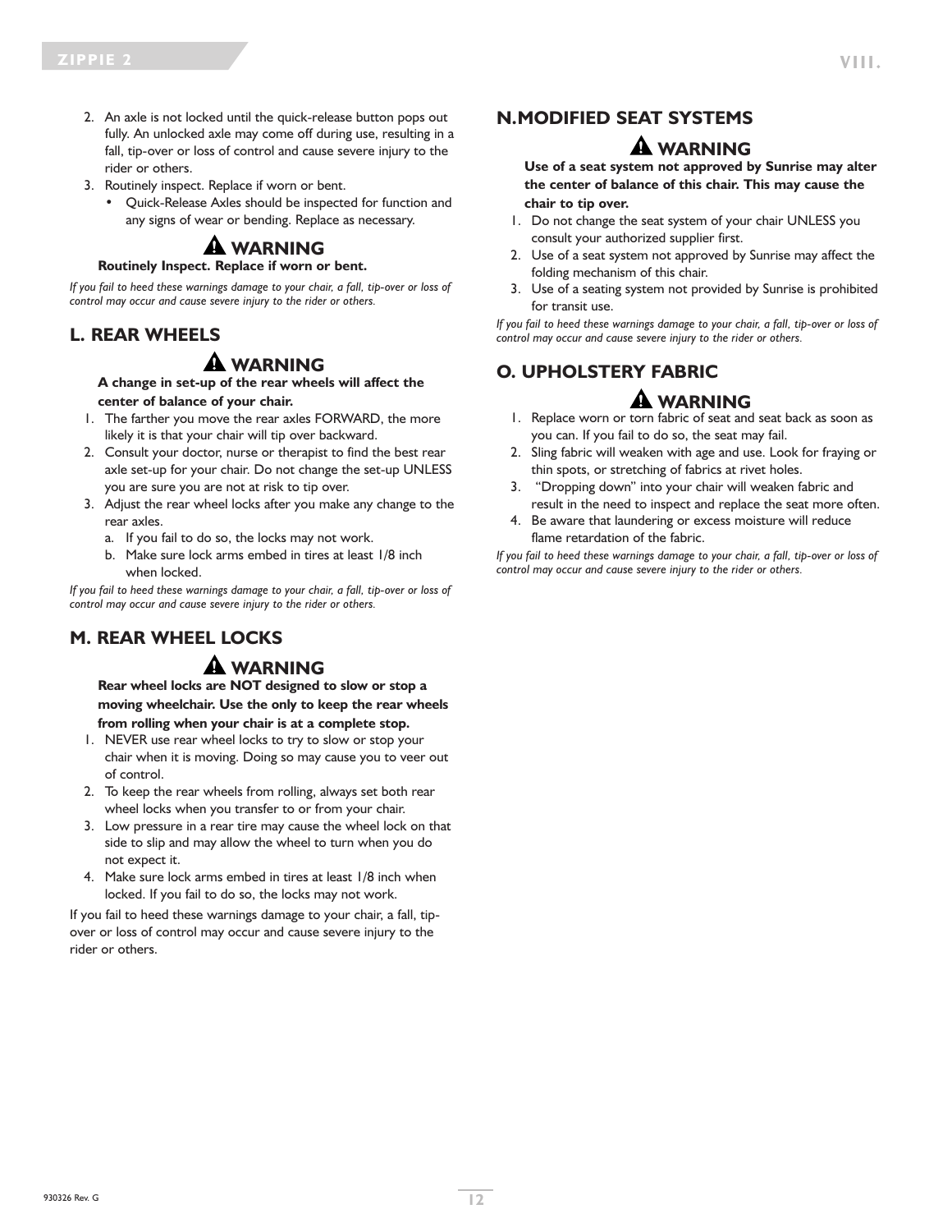2. An axle is not locked until the quick-release button pops out fully. An unlocked axle may come off during use, resulting in a fall, tip-over or loss of control and cause severe injury to the rider or others.
3. Routinely inspect. Replace if worn or bent.
   - Quick-Release Axles should be inspected for function and any signs of wear or bending. Replace as necessary.

**⚠ WARNING**

**Routinely Inspect. Replace if worn or bent.**

*If you fail to heed these warnings damage to your chair, a fall, tip-over or loss of control may occur and cause severe injury to the rider or others.*

## L. REAR WHEELS

**⚠ WARNING**

**A change in set-up of the rear wheels will affect the center of balance of your chair.**

1. The farther you move the rear axles FORWARD, the more likely it is that your chair will tip over backward.
2. Consult your doctor, nurse or therapist to find the best rear axle set-up for your chair. Do not change the set-up UNLESS you are sure you are not at risk to tip over.
3. Adjust the rear wheel locks after you make any change to the rear axles.
   a. If you fail to do so, the locks may not work.
   b. Make sure lock arms embed in tires at least 1/8 inch when locked.

*If you fail to heed these warnings damage to your chair, a fall, tip-over or loss of control may occur and cause severe injury to the rider or others.*

## M. REAR WHEEL LOCKS

**⚠ WARNING**

**Rear wheel locks are NOT designed to slow or stop a moving wheelchair. Use the only to keep the rear wheels from rolling when your chair is at a complete stop.**

1. NEVER use rear wheel locks to try to slow or stop your chair when it is moving. Doing so may cause you to veer out of control.
2. To keep the rear wheels from rolling, always set both rear wheel locks when you transfer to or from your chair.
3. Low pressure in a rear tire may cause the wheel lock on that side to slip and may allow the wheel to turn when you do not expect it.
4. Make sure lock arms embed in tires at least 1/8 inch when locked. If you fail to do so, the locks may not work.

If you fail to heed these warnings damage to your chair, a fall, tip-over or loss of control may occur and cause severe injury to the rider or others.

## N. MODIFIED SEAT SYSTEMS

**⚠ WARNING**

**Use of a seat system not approved by Sunrise may alter the center of balance of this chair. This may cause the chair to tip over.**

1. Do not change the seat system of your chair UNLESS you consult your authorized supplier first.
2. Use of a seat system not approved by Sunrise may affect the folding mechanism of this chair.
3. Use of a seating system not provided by Sunrise is prohibited for transit use.

*If you fail to heed these warnings damage to your chair, a fall, tip-over or loss of control may occur and cause severe injury to the rider or others.*

## O. UPHOLSTERY FABRIC

**⚠ WARNING**

1. Replace worn or torn fabric of seat and seat back as soon as you can. If you fail to do so, the seat may fail.
2. Sling fabric will weaken with age and use. Look for fraying or thin spots, or stretching of fabrics at rivet holes.
3. "Dropping down" into your chair will weaken fabric and result in the need to inspect and replace the seat more often.
4. Be aware that laundering or excess moisture will reduce flame retardation of the fabric.

*If you fail to heed these warnings damage to your chair, a fall, tip-over or loss of control may occur and cause severe injury to the rider or others.*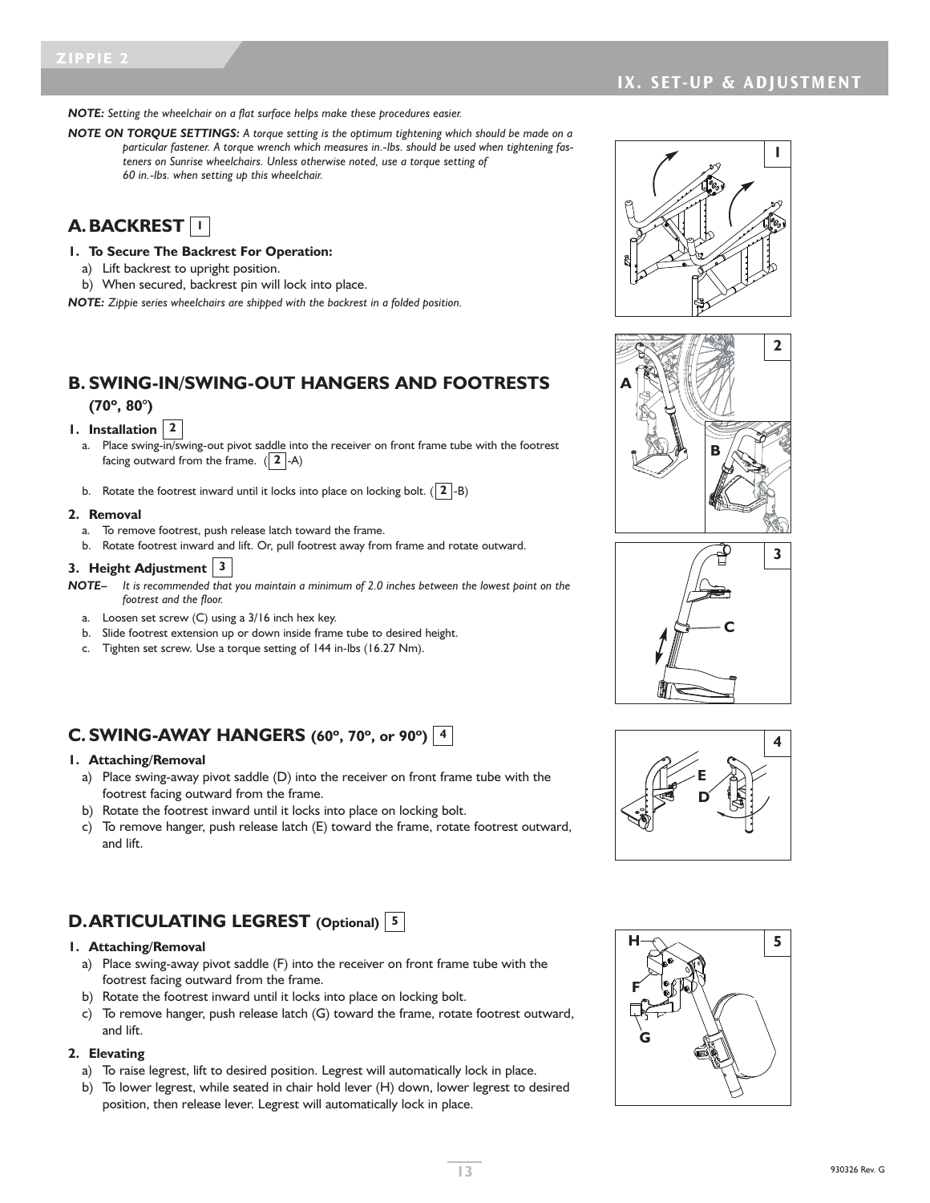*NOTE: Setting the wheelchair on a flat surface helps make these procedures easier.*

***NOTE ON TORQUE SETTINGS:*** *A torque setting is the optimum tightening which should be made on a particular fastener. A torque wrench which measures in.-lbs. should be used when tightening fasteners on Sunrise wheelchairs. Unless otherwise noted, use a torque setting of 60 in.-lbs. when setting up this wheelchair.*

## A. BACKREST 1

**1. To Secure The Backrest For Operation:**

a) Lift backrest to upright position.

b) When secured, backrest pin will lock into place.

*NOTE: Zippie series wheelchairs are shipped with the backrest in a folded position.*

## B. SWING-IN/SWING-OUT HANGERS AND FOOTRESTS (70º, 80º)

**1. Installation 2**

a. Place swing-in/swing-out pivot saddle into the receiver on front frame tube with the footrest facing outward from the frame. (2-A)

b. Rotate the footrest inward until it locks into place on locking bolt. (2-B)

**2. Removal**

a. To remove footrest, push release latch toward the frame.

b. Rotate footrest inward and lift. Or, pull footrest away from frame and rotate outward.

**3. Height Adjustment 3**

*NOTE– It is recommended that you maintain a minimum of 2.0 inches between the lowest point on the footrest and the floor.*

a. Loosen set screw (C) using a 3/16 inch hex key.

b. Slide footrest extension up or down inside frame tube to desired height.

c. Tighten set screw. Use a torque setting of 144 in-lbs (16.27 Nm).

## C. SWING-AWAY HANGERS (60º, 70º, or 90º) 4

**1. Attaching/Removal**

a) Place swing-away pivot saddle (D) into the receiver on front frame tube with the footrest facing outward from the frame.

b) Rotate the footrest inward until it locks into place on locking bolt.

c) To remove hanger, push release latch (E) toward the frame, rotate footrest outward, and lift.

## D. ARTICULATING LEGREST (Optional) 5

**1. Attaching/Removal**

a) Place swing-away pivot saddle (F) into the receiver on front frame tube with the footrest facing outward from the frame.

b) Rotate the footrest inward until it locks into place on locking bolt.

c) To remove hanger, push release latch (G) toward the frame, rotate footrest outward, and lift.

**2. Elevating**

a) To raise legrest, lift to desired position. Legrest will automatically lock in place.

b) To lower legrest, while seated in chair hold lever (H) down, lower legrest to desired position, then release lever. Legrest will automatically lock in place.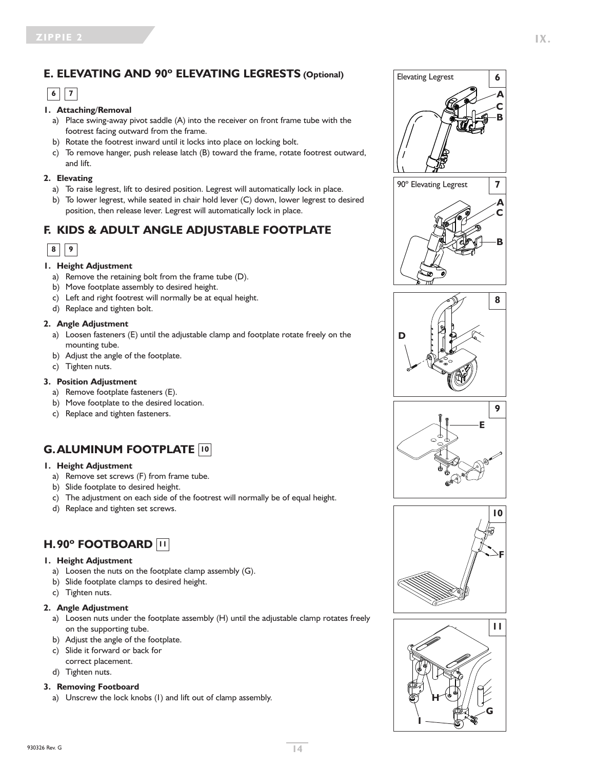## E. ELEVATING AND 90° ELEVATING LEGRESTS (Optional)

6 7

**1. Attaching/Removal**

a) Place swing-away pivot saddle (A) into the receiver on front frame tube with the footrest facing outward from the frame.

b) Rotate the footrest inward until it locks into place on locking bolt.

c) To remove hanger, push release latch (B) toward the frame, rotate footrest outward, and lift.

**2. Elevating**

a) To raise legrest, lift to desired position. Legrest will automatically lock in place.

b) To lower legrest, while seated in chair hold lever (C) down, lower legrest to desired position, then release lever. Legrest will automatically lock in place.

## F. KIDS & ADULT ANGLE ADJUSTABLE FOOTPLATE

8 9

**1. Height Adjustment**

a) Remove the retaining bolt from the frame tube (D).

b) Move footplate assembly to desired height.

c) Left and right footrest will normally be at equal height.

d) Replace and tighten bolt.

**2. Angle Adjustment**

a) Loosen fasteners (E) until the adjustable clamp and footplate rotate freely on the mounting tube.

b) Adjust the angle of the footplate.

c) Tighten nuts.

**3. Position Adjustment**

a) Remove footplate fasteners (E).

b) Move footplate to the desired location.

c) Replace and tighten fasteners.

## G. ALUMINUM FOOTPLATE 10

**1. Height Adjustment**

a) Remove set screws (F) from frame tube.

b) Slide footplate to desired height.

c) The adjustment on each side of the footrest will normally be of equal height.

d) Replace and tighten set screws.

## H. 90° FOOTBOARD 11

**1. Height Adjustment**

a) Loosen the nuts on the footplate clamp assembly (G).

b) Slide footplate clamps to desired height.

c) Tighten nuts.

**2. Angle Adjustment**

a) Loosen nuts under the footplate assembly (H) until the adjustable clamp rotates freely on the supporting tube.

b) Adjust the angle of the footplate.

c) Slide it forward or back for correct placement.

d) Tighten nuts.

**3. Removing Footboard**

a) Unscrew the lock knobs (I) and lift out of clamp assembly.

Elevating Legrest 6

90° Elevating Legrest 7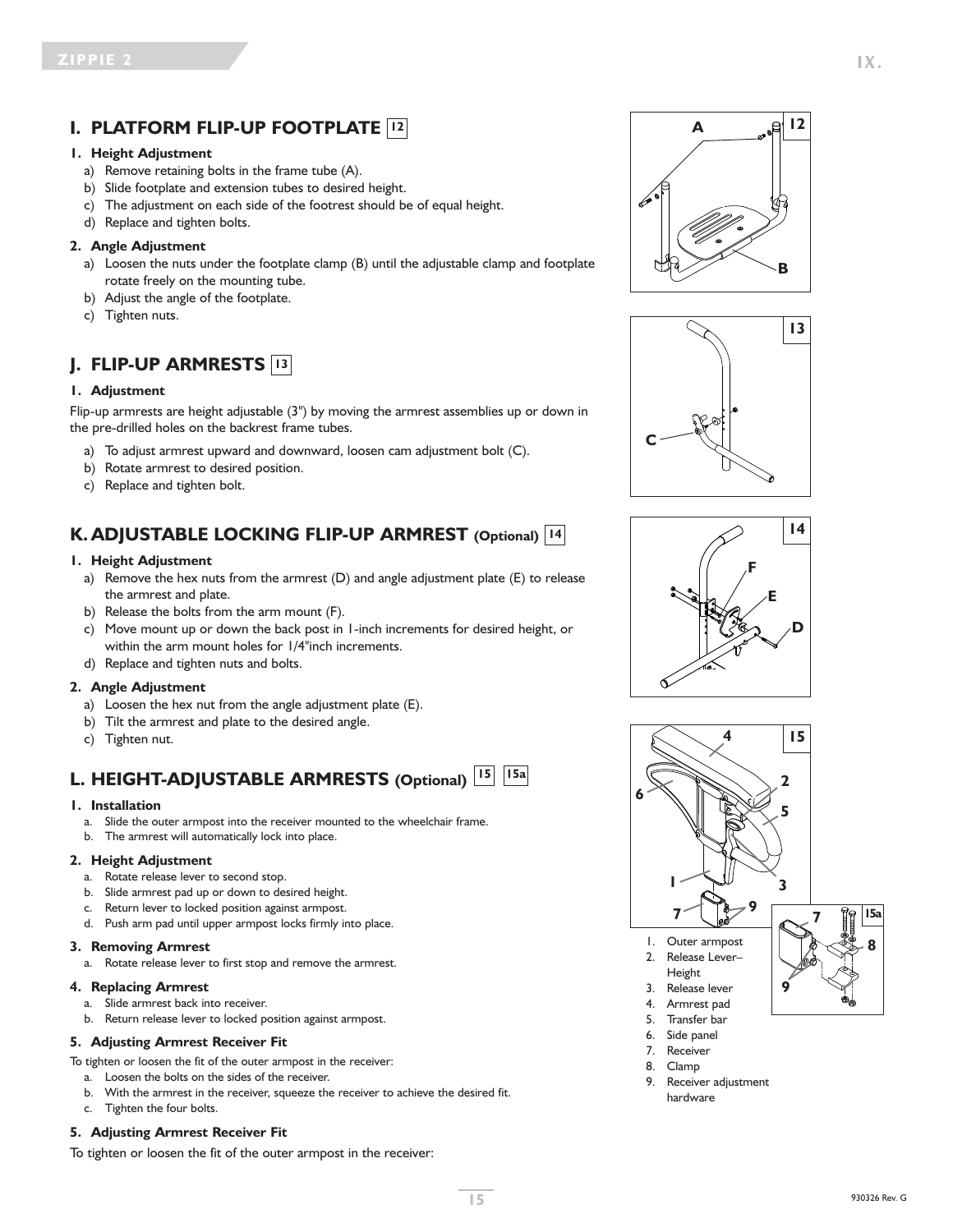## I. PLATFORM FLIP-UP FOOTPLATE 12

**1. Height Adjustment**

a) Remove retaining bolts in the frame tube (A).
b) Slide footplate and extension tubes to desired height.
c) The adjustment on each side of the footrest should be of equal height.
d) Replace and tighten bolts.

**2. Angle Adjustment**

a) Loosen the nuts under the footplate clamp (B) until the adjustable clamp and footplate rotate freely on the mounting tube.
b) Adjust the angle of the footplate.
c) Tighten nuts.

## J. FLIP-UP ARMRESTS 13

**1. Adjustment**

Flip-up armrests are height adjustable (3") by moving the armrest assemblies up or down in the pre-drilled holes on the backrest frame tubes.

a) To adjust armrest upward and downward, loosen cam adjustment bolt (C).
b) Rotate armrest to desired position.
c) Replace and tighten bolt.

## K. ADJUSTABLE LOCKING FLIP-UP ARMREST (Optional) 14

**1. Height Adjustment**

a) Remove the hex nuts from the armrest (D) and angle adjustment plate (E) to release the armrest and plate.
b) Release the bolts from the arm mount (F).
c) Move mount up or down the back post in 1-inch increments for desired height, or within the arm mount holes for 1/4"inch increments.
d) Replace and tighten nuts and bolts.

**2. Angle Adjustment**

a) Loosen the hex nut from the angle adjustment plate (E).
b) Tilt the armrest and plate to the desired angle.
c) Tighten nut.

## L. HEIGHT-ADJUSTABLE ARMRESTS (Optional) 15 15a

**1. Installation**

a. Slide the outer armpost into the receiver mounted to the wheelchair frame.
b. The armrest will automatically lock into place.

**2. Height Adjustment**

a. Rotate release lever to second stop.
b. Slide armrest pad up or down to desired height.
c. Return lever to locked position against armpost.
d. Push arm pad until upper armpost locks firmly into place.

**3. Removing Armrest**

a. Rotate release lever to first stop and remove the armrest.

**4. Replacing Armrest**

a. Slide armrest back into receiver.
b. Return release lever to locked position against armpost.

**5. Adjusting Armrest Receiver Fit**

To tighten or loosen the fit of the outer armpost in the receiver:

a. Loosen the bolts on the sides of the receiver.
b. With the armrest in the receiver, squeeze the receiver to achieve the desired fit.
c. Tighten the four bolts.

**5. Adjusting Armrest Receiver Fit**

To tighten or loosen the fit of the outer armpost in the receiver:

1. Outer armpost
2. Release Lever–Height
3. Release lever
4. Armrest pad
5. Transfer bar
6. Side panel
7. Receiver
8. Clamp
9. Receiver adjustment hardware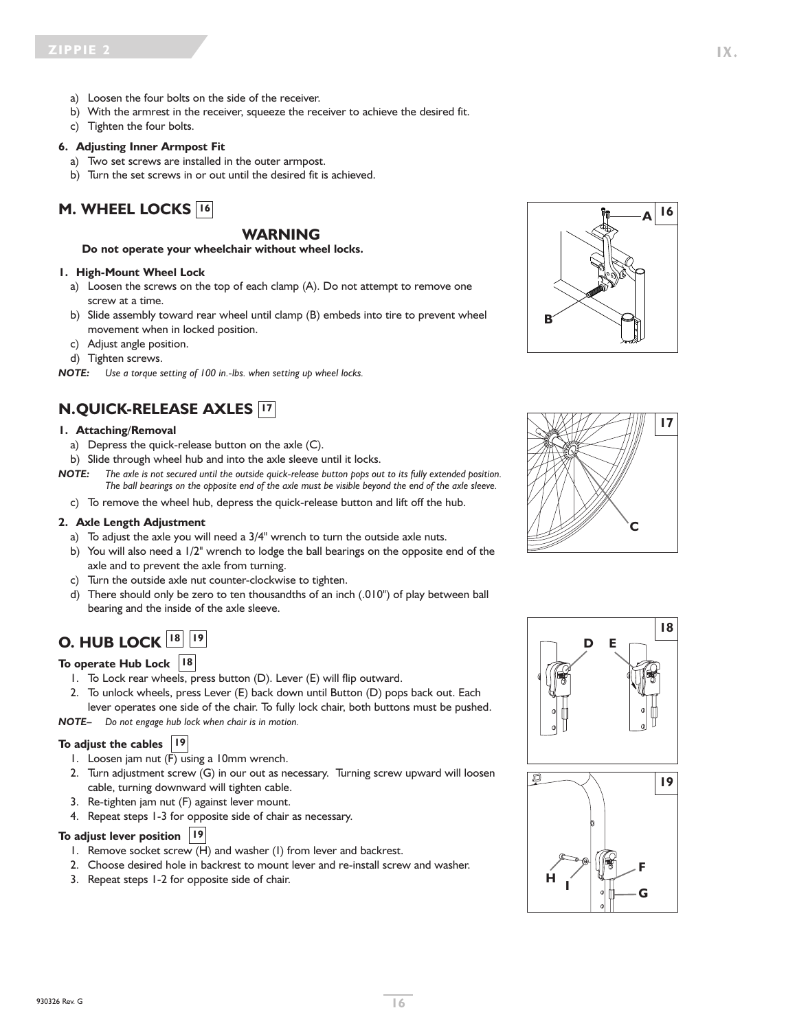a) Loosen the four bolts on the side of the receiver.
b) With the armrest in the receiver, squeeze the receiver to achieve the desired fit.
c) Tighten the four bolts.

**6. Adjusting Inner Armpost Fit**

a) Two set screws are installed in the outer armpost.
b) Turn the set screws in or out until the desired fit is achieved.

## M. WHEEL LOCKS 16

### WARNING

**Do not operate your wheelchair without wheel locks.**

**1. High-Mount Wheel Lock**

a) Loosen the screws on the top of each clamp (A). Do not attempt to remove one screw at a time.
b) Slide assembly toward rear wheel until clamp (B) embeds into tire to prevent wheel movement when in locked position.
c) Adjust angle position.
d) Tighten screws.

*NOTE: Use a torque setting of 100 in.-lbs. when setting up wheel locks.*

## N. QUICK-RELEASE AXLES 17

**1. Attaching/Removal**

a) Depress the quick-release button on the axle (C).
b) Slide through wheel hub and into the axle sleeve until it locks.

*NOTE: The axle is not secured until the outside quick-release button pops out to its fully extended position. The ball bearings on the opposite end of the axle must be visible beyond the end of the axle sleeve.*

c) To remove the wheel hub, depress the quick-release button and lift off the hub.

**2. Axle Length Adjustment**

a) To adjust the axle you will need a 3/4" wrench to turn the outside axle nuts.
b) You will also need a 1/2" wrench to lodge the ball bearings on the opposite end of the axle and to prevent the axle from turning.
c) Turn the outside axle nut counter-clockwise to tighten.
d) There should only be zero to ten thousandths of an inch (.010") of play between ball bearing and the inside of the axle sleeve.

## O. HUB LOCK 18 19

**To operate Hub Lock 18**

1. To Lock rear wheels, press button (D). Lever (E) will flip outward.
2. To unlock wheels, press Lever (E) back down until Button (D) pops back out. Each lever operates one side of the chair. To fully lock chair, both buttons must be pushed.

*NOTE– Do not engage hub lock when chair is in motion.*

**To adjust the cables 19**

1. Loosen jam nut (F) using a 10mm wrench.
2. Turn adjustment screw (G) in our out as necessary. Turning screw upward will loosen cable, turning downward will tighten cable.
3. Re-tighten jam nut (F) against lever mount.
4. Repeat steps 1-3 for opposite side of chair as necessary.

**To adjust lever position 19**

1. Remove socket screw (H) and washer (I) from lever and backrest.
2. Choose desired hole in backrest to mount lever and re-install screw and washer.
3. Repeat steps 1-2 for opposite side of chair.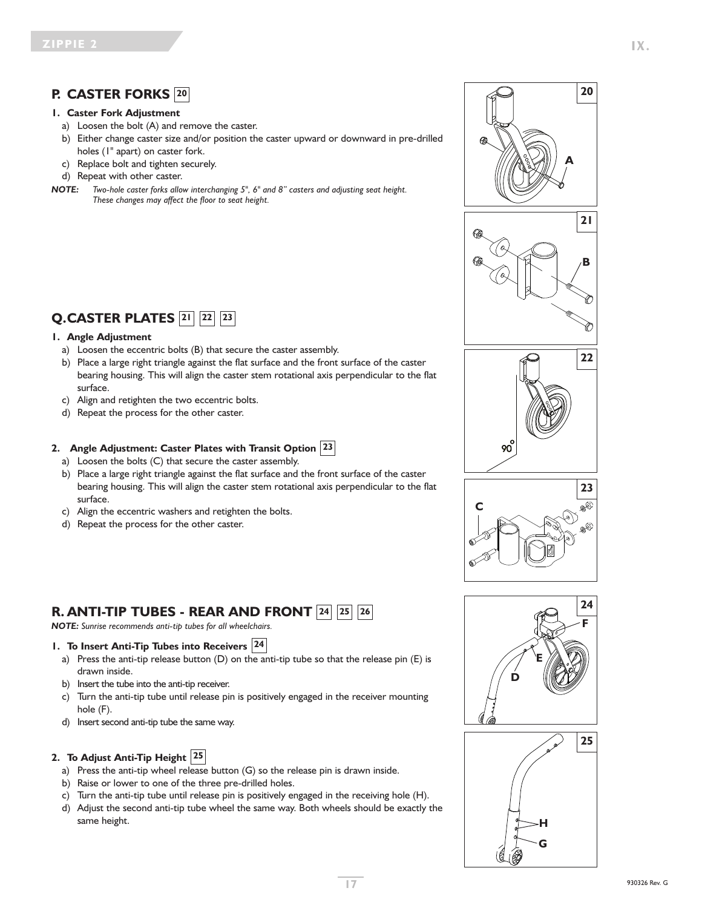## P. CASTER FORKS 20

### 1. Caster Fork Adjustment

a) Loosen the bolt (A) and remove the caster.

b) Either change caster size and/or position the caster upward or downward in pre-drilled holes (1" apart) on caster fork.

c) Replace bolt and tighten securely.

d) Repeat with other caster.

***NOTE:*** *Two-hole caster forks allow interchanging 5", 6" and 8" casters and adjusting seat height. These changes may affect the floor to seat height.*

## Q. CASTER PLATES 21 22 23

### 1. Angle Adjustment

a) Loosen the eccentric bolts (B) that secure the caster assembly.

b) Place a large right triangle against the flat surface and the front surface of the caster bearing housing. This will align the caster stem rotational axis perpendicular to the flat surface.

c) Align and retighten the two eccentric bolts.

d) Repeat the process for the other caster.

### 2. Angle Adjustment: Caster Plates with Transit Option 23

a) Loosen the bolts (C) that secure the caster assembly.

b) Place a large right triangle against the flat surface and the front surface of the caster bearing housing. This will align the caster stem rotational axis perpendicular to the flat surface.

c) Align the eccentric washers and retighten the bolts.

d) Repeat the process for the other caster.

## R. ANTI-TIP TUBES - REAR AND FRONT 24 25 26

***NOTE:*** *Sunrise recommends anti-tip tubes for all wheelchairs.*

### 1. To Insert Anti-Tip Tubes into Receivers 24

a) Press the anti-tip release button (D) on the anti-tip tube so that the release pin (E) is drawn inside.

b) Insert the tube into the anti-tip receiver.

c) Turn the anti-tip tube until release pin is positively engaged in the receiver mounting hole (F).

d) Insert second anti-tip tube the same way.

### 2. To Adjust Anti-Tip Height 25

a) Press the anti-tip wheel release button (G) so the release pin is drawn inside.

b) Raise or lower to one of the three pre-drilled holes.

c) Turn the anti-tip tube until release pin is positively engaged in the receiving hole (H).

d) Adjust the second anti-tip tube wheel the same way. Both wheels should be exactly the same height.

930326 Rev. G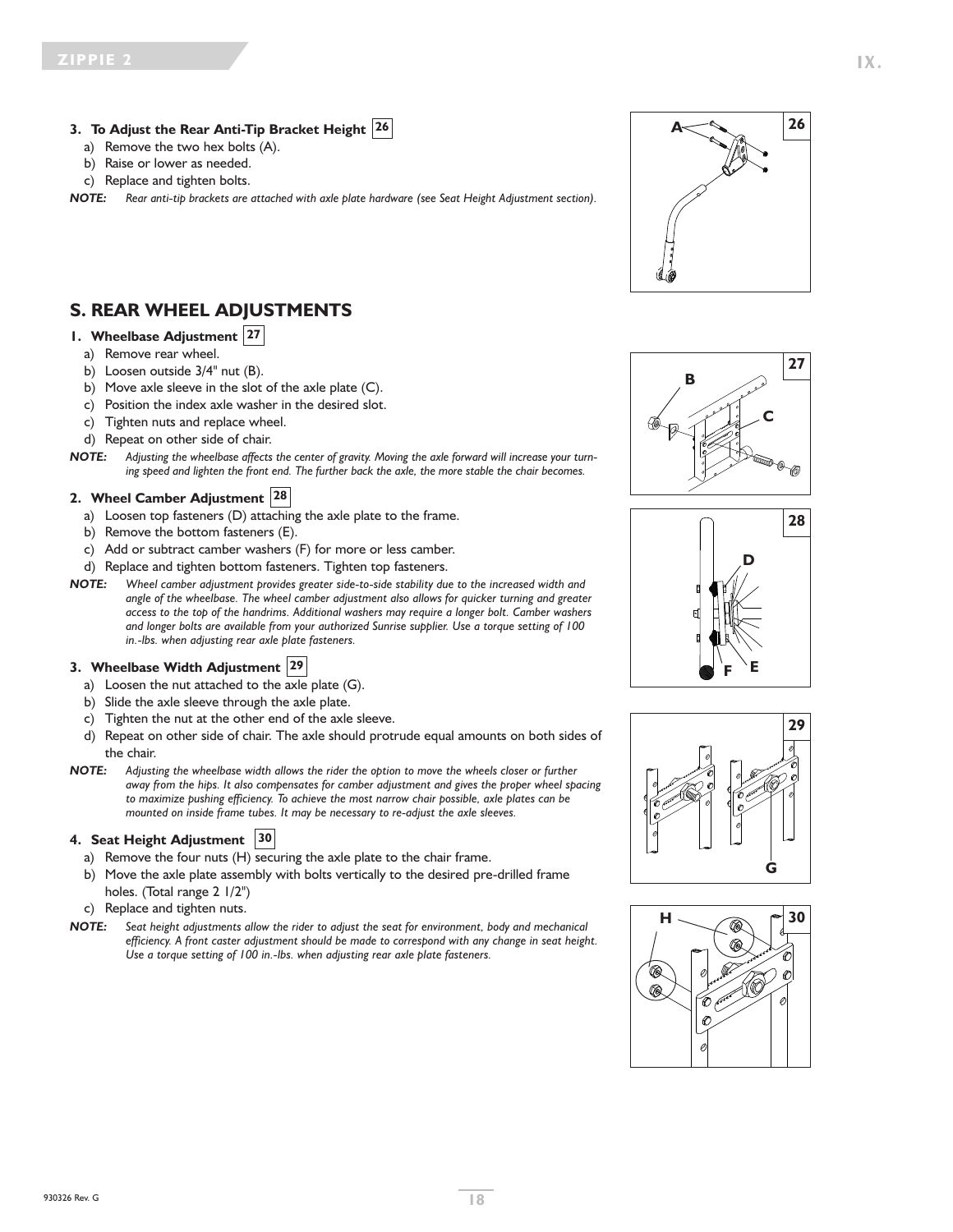### 3. To Adjust the Rear Anti-Tip Bracket Height 26

a) Remove the two hex bolts (A).
b) Raise or lower as needed.
c) Replace and tighten bolts.

***NOTE:*** *Rear anti-tip brackets are attached with axle plate hardware (see Seat Height Adjustment section).*

## S. REAR WHEEL ADJUSTMENTS

### 1. Wheelbase Adjustment 27

a) Remove rear wheel.
b) Loosen outside 3/4" nut (B).
b) Move axle sleeve in the slot of the axle plate (C).
c) Position the index axle washer in the desired slot.
c) Tighten nuts and replace wheel.
d) Repeat on other side of chair.

***NOTE:*** *Adjusting the wheelbase affects the center of gravity. Moving the axle forward will increase your turning speed and lighten the front end. The further back the axle, the more stable the chair becomes.*

### 2. Wheel Camber Adjustment 28

a) Loosen top fasteners (D) attaching the axle plate to the frame.
b) Remove the bottom fasteners (E).
c) Add or subtract camber washers (F) for more or less camber.
d) Replace and tighten bottom fasteners. Tighten top fasteners.

***NOTE:*** *Wheel camber adjustment provides greater side-to-side stability due to the increased width and angle of the wheelbase. The wheel camber adjustment also allows for quicker turning and greater access to the top of the handrims. Additional washers may require a longer bolt. Camber washers and longer bolts are available from your authorized Sunrise supplier. Use a torque setting of 100 in.-lbs. when adjusting rear axle plate fasteners.*

### 3. Wheelbase Width Adjustment 29

a) Loosen the nut attached to the axle plate (G).
b) Slide the axle sleeve through the axle plate.
c) Tighten the nut at the other end of the axle sleeve.
d) Repeat on other side of chair. The axle should protrude equal amounts on both sides of the chair.

***NOTE:*** *Adjusting the wheelbase width allows the rider the option to move the wheels closer or further away from the hips. It also compensates for camber adjustment and gives the proper wheel spacing to maximize pushing efficiency. To achieve the most narrow chair possible, axle plates can be mounted on inside frame tubes. It may be necessary to re-adjust the axle sleeves.*

### 4. Seat Height Adjustment 30

a) Remove the four nuts (H) securing the axle plate to the chair frame.
b) Move the axle plate assembly with bolts vertically to the desired pre-drilled frame holes. (Total range 2 1/2")
c) Replace and tighten nuts.

***NOTE:*** *Seat height adjustments allow the rider to adjust the seat for environment, body and mechanical efficiency. A front caster adjustment should be made to correspond with any change in seat height. Use a torque setting of 100 in.-lbs. when adjusting rear axle plate fasteners.*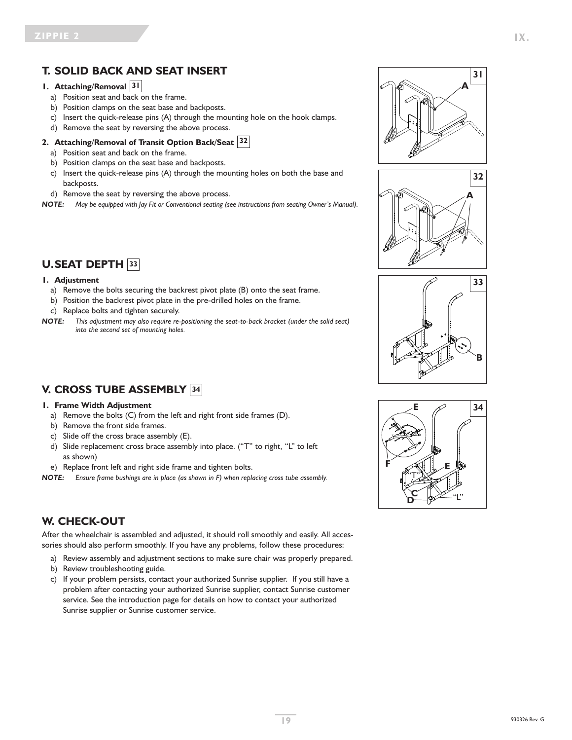## T. SOLID BACK AND SEAT INSERT

### 1. Attaching/Removal 31

a) Position seat and back on the frame.
b) Position clamps on the seat base and backposts.
c) Insert the quick-release pins (A) through the mounting hole on the hook clamps.
d) Remove the seat by reversing the above process.

### 2. Attaching/Removal of Transit Option Back/Seat 32

a) Position seat and back on the frame.
b) Position clamps on the seat base and backposts.
c) Insert the quick-release pins (A) through the mounting holes on both the base and backposts.
d) Remove the seat by reversing the above process.

***NOTE:*** *May be equipped with Jay Fit or Conventional seating (see instructions from seating Owner's Manual).*

## U. SEAT DEPTH 33

### 1. Adjustment

a) Remove the bolts securing the backrest pivot plate (B) onto the seat frame.
b) Position the backrest pivot plate in the pre-drilled holes on the frame.
c) Replace bolts and tighten securely.

***NOTE:*** *This adjustment may also require re-positioning the seat-to-back bracket (under the solid seat) into the second set of mounting holes.*

## V. CROSS TUBE ASSEMBLY 34

### 1. Frame Width Adjustment

a) Remove the bolts (C) from the left and right front side frames (D).
b) Remove the front side frames.
c) Slide off the cross brace assembly (E).
d) Slide replacement cross brace assembly into place. ("T" to right, "L" to left as shown)
e) Replace front left and right side frame and tighten bolts.

***NOTE:*** *Ensure frame bushings are in place (as shown in F) when replacing cross tube assembly.*

## W. CHECK-OUT

After the wheelchair is assembled and adjusted, it should roll smoothly and easily. All accessories should also perform smoothly. If you have any problems, follow these procedures:

a) Review assembly and adjustment sections to make sure chair was properly prepared.
b) Review troubleshooting guide.
c) If your problem persists, contact your authorized Sunrise supplier. If you still have a problem after contacting your authorized Sunrise supplier, contact Sunrise customer service. See the introduction page for details on how to contact your authorized Sunrise supplier or Sunrise customer service.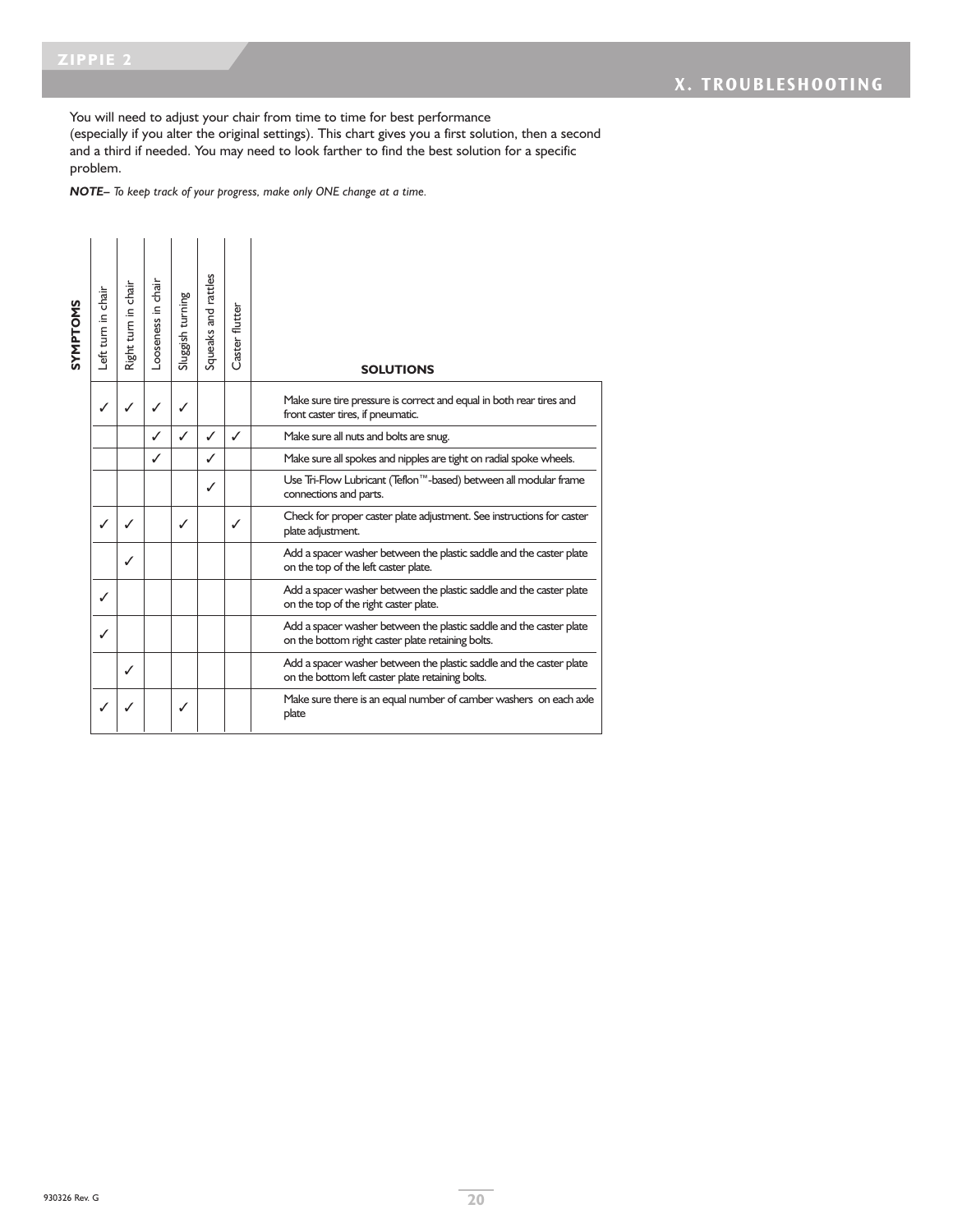## X. TROUBLESHOOTING

You will need to adjust your chair from time to time for best performance (especially if you alter the original settings). This chart gives you a first solution, then a second and a third if needed. You may need to look farther to find the best solution for a specific problem.

***NOTE–** To keep track of your progress, make only ONE change at a time.*

| Left turn in chair | Right turn in chair | Looseness in chair | Sluggish turning | Squeaks and rattles | Caster flutter | SOLUTIONS |
|---|---|---|---|---|---|---|
| ✓ | ✓ | ✓ | ✓ | | | Make sure tire pressure is correct and equal in both rear tires and front caster tires, if pneumatic. |
| | | ✓ | ✓ | ✓ | ✓ | Make sure all nuts and bolts are snug. |
| | | ✓ | | ✓ | | Make sure all spokes and nipples are tight on radial spoke wheels. |
| | | | | ✓ | | Use Tri-Flow Lubricant (Teflon™-based) between all modular frame connections and parts. |
| ✓ | ✓ | | ✓ | | ✓ | Check for proper caster plate adjustment. See instructions for caster plate adjustment. |
| | ✓ | | | | | Add a spacer washer between the plastic saddle and the caster plate on the top of the left caster plate. |
| ✓ | | | | | | Add a spacer washer between the plastic saddle and the caster plate on the top of the right caster plate. |
| ✓ | | | | | | Add a spacer washer between the plastic saddle and the caster plate on the bottom right caster plate retaining bolts. |
| | ✓ | | | | | Add a spacer washer between the plastic saddle and the caster plate on the bottom left caster plate retaining bolts. |
| ✓ | ✓ | | ✓ | | | Make sure there is an equal number of camber washers on each axle plate |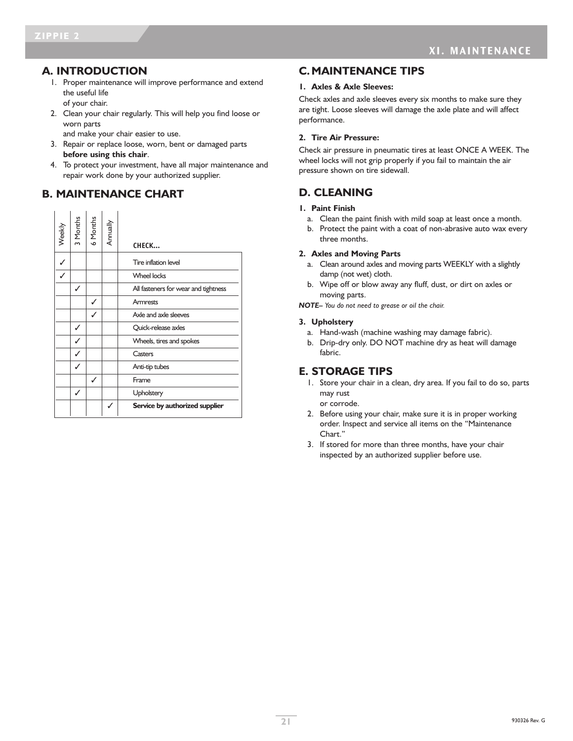# XI. MAINTENANCE

## A. INTRODUCTION

1. Proper maintenance will improve performance and extend the useful life of your chair.
2. Clean your chair regularly. This will help you find loose or worn parts and make your chair easier to use.
3. Repair or replace loose, worn, bent or damaged parts **before using this chair**.
4. To protect your investment, have all major maintenance and repair work done by your authorized supplier.

## B. MAINTENANCE CHART

| Weekly | 3 Months | 6 Months | Annually | CHECK... |
|---|---|---|---|---|
| ✓ | | | | Tire inflation level |
| ✓ | | | | Wheel locks |
| | ✓ | | | All fasteners for wear and tightness |
| | | ✓ | | Armrests |
| | | ✓ | | Axle and axle sleeves |
| | ✓ | | | Quick-release axles |
| | ✓ | | | Wheels, tires and spokes |
| | ✓ | | | Casters |
| | ✓ | | | Anti-tip tubes |
| | | ✓ | | Frame |
| | ✓ | | | Upholstery |
| | | | ✓ | **Service by authorized supplier** |

## C. MAINTENANCE TIPS

### 1. Axles & Axle Sleeves:

Check axles and axle sleeves every six months to make sure they are tight. Loose sleeves will damage the axle plate and will affect performance.

### 2. Tire Air Pressure:

Check air pressure in pneumatic tires at least ONCE A WEEK. The wheel locks will not grip properly if you fail to maintain the air pressure shown on tire sidewall.

## D. CLEANING

### 1. Paint Finish

a. Clean the paint finish with mild soap at least once a month.
b. Protect the paint with a coat of non-abrasive auto wax every three months.

### 2. Axles and Moving Parts

a. Clean around axles and moving parts WEEKLY with a slightly damp (not wet) cloth.
b. Wipe off or blow away any fluff, dust, or dirt on axles or moving parts.

***NOTE–*** *You do not need to grease or oil the chair.*

### 3. Upholstery

a. Hand-wash (machine washing may damage fabric).
b. Drip-dry only. DO NOT machine dry as heat will damage fabric.

## E. STORAGE TIPS

1. Store your chair in a clean, dry area. If you fail to do so, parts may rust or corrode.
2. Before using your chair, make sure it is in proper working order. Inspect and service all items on the "Maintenance Chart."
3. If stored for more than three months, have your chair inspected by an authorized supplier before use.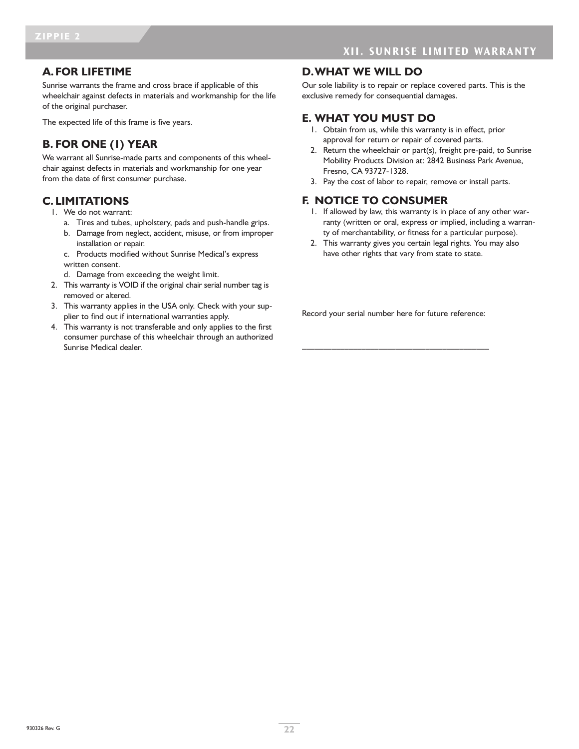# XII. SUNRISE LIMITED WARRANTY

## A. FOR LIFETIME

Sunrise warrants the frame and cross brace if applicable of this wheelchair against defects in materials and workmanship for the life of the original purchaser.

The expected life of this frame is five years.

## B. FOR ONE (1) YEAR

We warrant all Sunrise-made parts and components of this wheelchair against defects in materials and workmanship for one year from the date of first consumer purchase.

## C. LIMITATIONS

1. We do not warrant:
   a. Tires and tubes, upholstery, pads and push-handle grips.
   b. Damage from neglect, accident, misuse, or from improper installation or repair.
   c. Products modified without Sunrise Medical's express written consent.
   d. Damage from exceeding the weight limit.
2. This warranty is VOID if the original chair serial number tag is removed or altered.
3. This warranty applies in the USA only. Check with your supplier to find out if international warranties apply.
4. This warranty is not transferable and only applies to the first consumer purchase of this wheelchair through an authorized Sunrise Medical dealer.

## D. WHAT WE WILL DO

Our sole liability is to repair or replace covered parts. This is the exclusive remedy for consequential damages.

## E. WHAT YOU MUST DO

1. Obtain from us, while this warranty is in effect, prior approval for return or repair of covered parts.
2. Return the wheelchair or part(s), freight pre-paid, to Sunrise Mobility Products Division at: 2842 Business Park Avenue, Fresno, CA 93727-1328.
3. Pay the cost of labor to repair, remove or install parts.

## F. NOTICE TO CONSUMER

1. If allowed by law, this warranty is in place of any other warranty (written or oral, express or implied, including a warranty of merchantability, or fitness for a particular purpose).
2. This warranty gives you certain legal rights. You may also have other rights that vary from state to state.

Record your serial number here for future reference:

_____________________________________________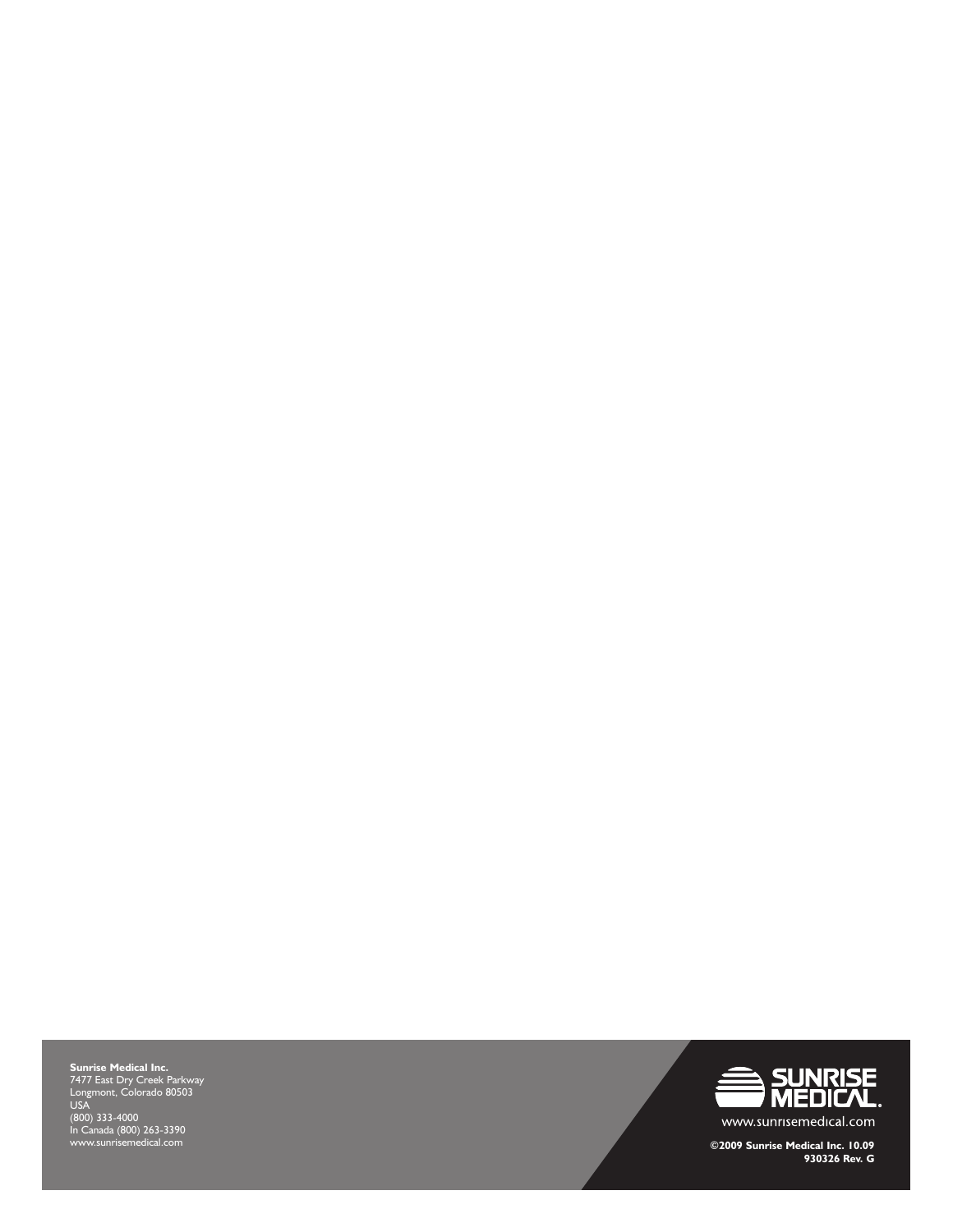**Sunrise Medical Inc.**
7477 East Dry Creek Parkway
Longmont, Colorado 80503
USA
(800) 333-4000
In Canada (800) 263-3390
www.sunrisemedical.com

SUNRISE MEDICAL.
www.sunrisemedical.com

**©2009 Sunrise Medical Inc. 10.09**
**930326 Rev. G**